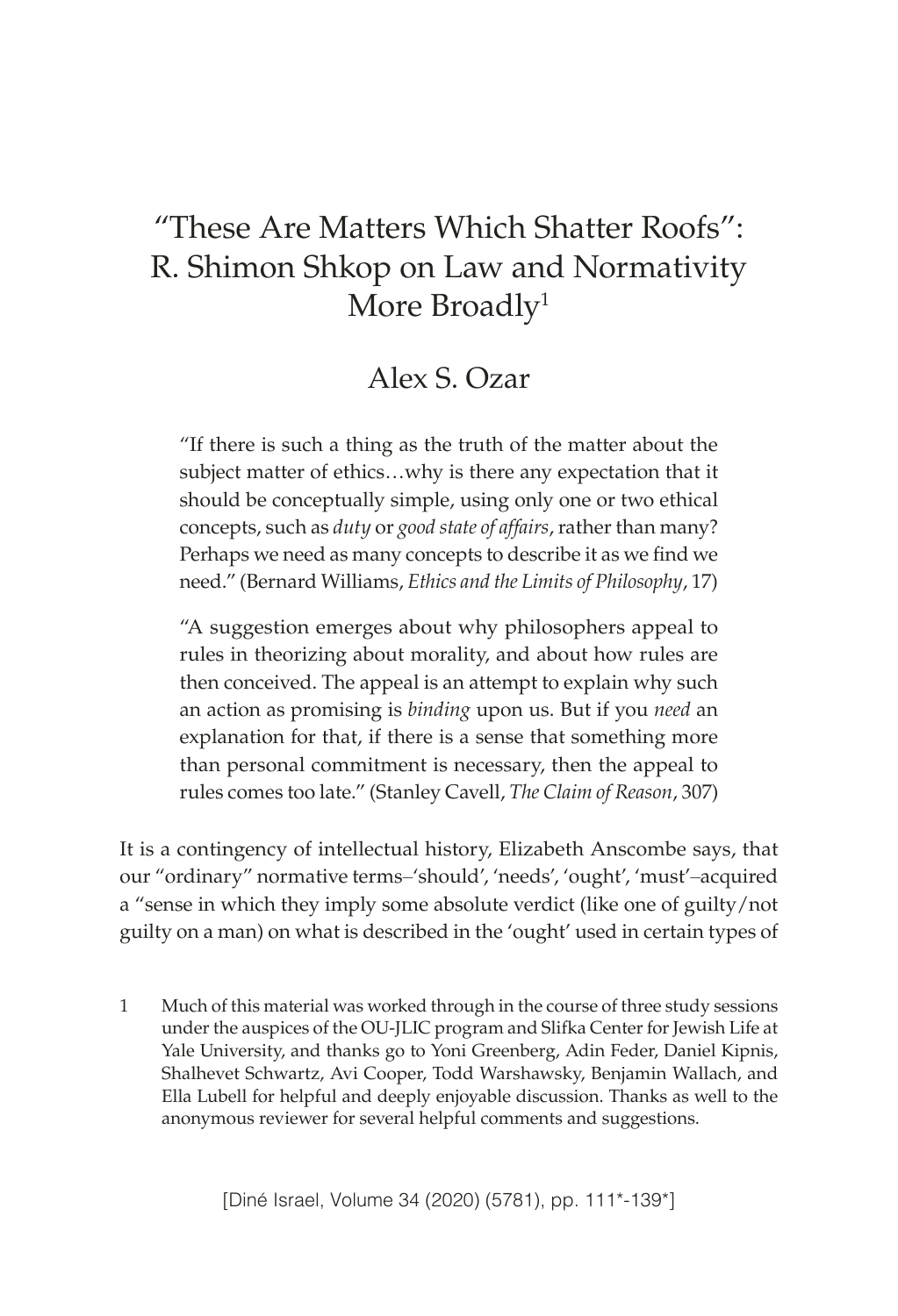# "These Are Matters Which Shatter Roofs": R. Shimon Shkop on Law and Normativity More Broadly[1]

Alex S. Ozar

> "If there is such a thing as the truth of the matter about the subject matter of ethics…why is there any expectation that it should be conceptually simple, using only one or two ethical concepts, such as *duty* or *good state of affairs*, rather than many? Perhaps we need as many concepts to describe it as we find we need." (Bernard Williams, *Ethics and the Limits of Philosophy*, 17)

> "A suggestion emerges about why philosophers appeal to rules in theorizing about morality, and about how rules are then conceived. The appeal is an attempt to explain why such an action as promising is *binding* upon us. But if you *need* an explanation for that, if there is a sense that something more than personal commitment is necessary, then the appeal to rules comes too late." (Stanley Cavell, *The Claim of Reason*, 307)

It is a contingency of intellectual history, Elizabeth Anscombe says, that our "ordinary" normative terms–'should', 'needs', 'ought', 'must'–acquired a "sense in which they imply some absolute verdict (like one of guilty/not guilty on a man) on what is described in the 'ought' used in certain types of

1 Much of this material was worked through in the course of three study sessions under the auspices of the OU-JLIC program and Slifka Center for Jewish Life at Yale University, and thanks go to Yoni Greenberg, Adin Feder, Daniel Kipnis, Shalhevet Schwartz, Avi Cooper, Todd Warshawsky, Benjamin Wallach, and Ella Lubell for helpful and deeply enjoyable discussion. Thanks as well to the anonymous reviewer for several helpful comments and suggestions.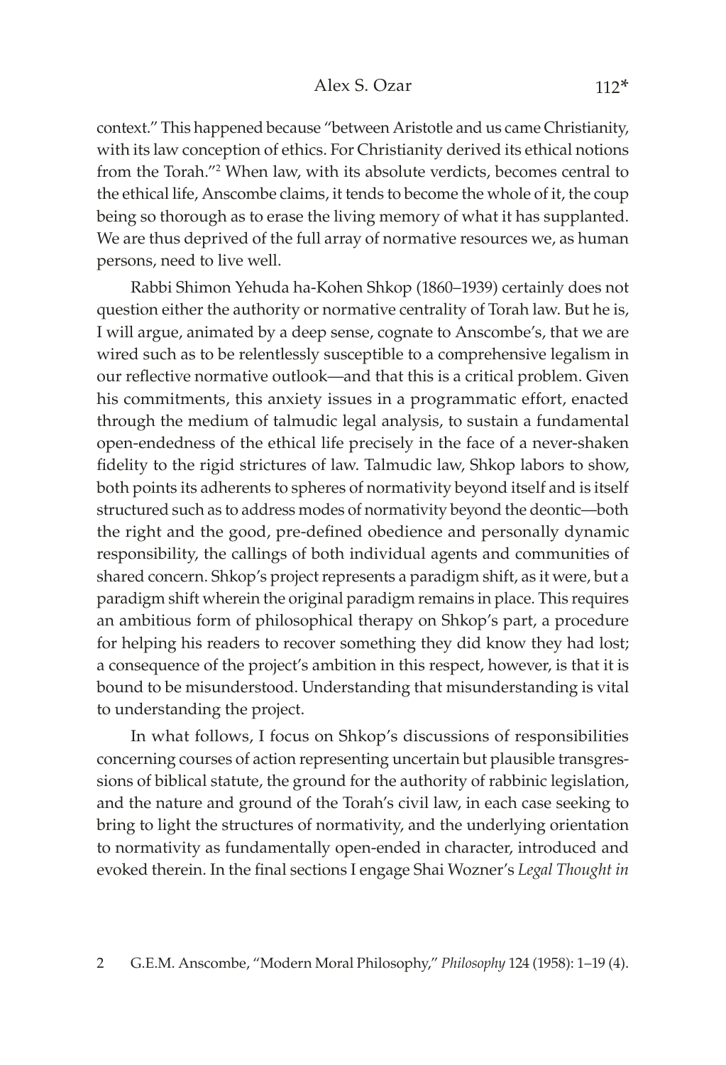context." This happened because "between Aristotle and us came Christianity, with its law conception of ethics. For Christianity derived its ethical notions from the Torah."[2] When law, with its absolute verdicts, becomes central to the ethical life, Anscombe claims, it tends to become the whole of it, the coup being so thorough as to erase the living memory of what it has supplanted. We are thus deprived of the full array of normative resources we, as human persons, need to live well.

Rabbi Shimon Yehuda ha-Kohen Shkop (1860–1939) certainly does not question either the authority or normative centrality of Torah law. But he is, I will argue, animated by a deep sense, cognate to Anscombe's, that we are wired such as to be relentlessly susceptible to a comprehensive legalism in our reflective normative outlook—and that this is a critical problem. Given his commitments, this anxiety issues in a programmatic effort, enacted through the medium of talmudic legal analysis, to sustain a fundamental open-endedness of the ethical life precisely in the face of a never-shaken fidelity to the rigid strictures of law. Talmudic law, Shkop labors to show, both points its adherents to spheres of normativity beyond itself and is itself structured such as to address modes of normativity beyond the deontic—both the right and the good, pre-defined obedience and personally dynamic responsibility, the callings of both individual agents and communities of shared concern. Shkop's project represents a paradigm shift, as it were, but a paradigm shift wherein the original paradigm remains in place. This requires an ambitious form of philosophical therapy on Shkop's part, a procedure for helping his readers to recover something they did know they had lost; a consequence of the project's ambition in this respect, however, is that it is bound to be misunderstood. Understanding that misunderstanding is vital to understanding the project.

In what follows, I focus on Shkop's discussions of responsibilities concerning courses of action representing uncertain but plausible transgressions of biblical statute, the ground for the authority of rabbinic legislation, and the nature and ground of the Torah's civil law, in each case seeking to bring to light the structures of normativity, and the underlying orientation to normativity as fundamentally open-ended in character, introduced and evoked therein. In the final sections I engage Shai Wozner's *Legal Thought in*

2 G.E.M. Anscombe, "Modern Moral Philosophy," *Philosophy* 124 (1958): 1–19 (4).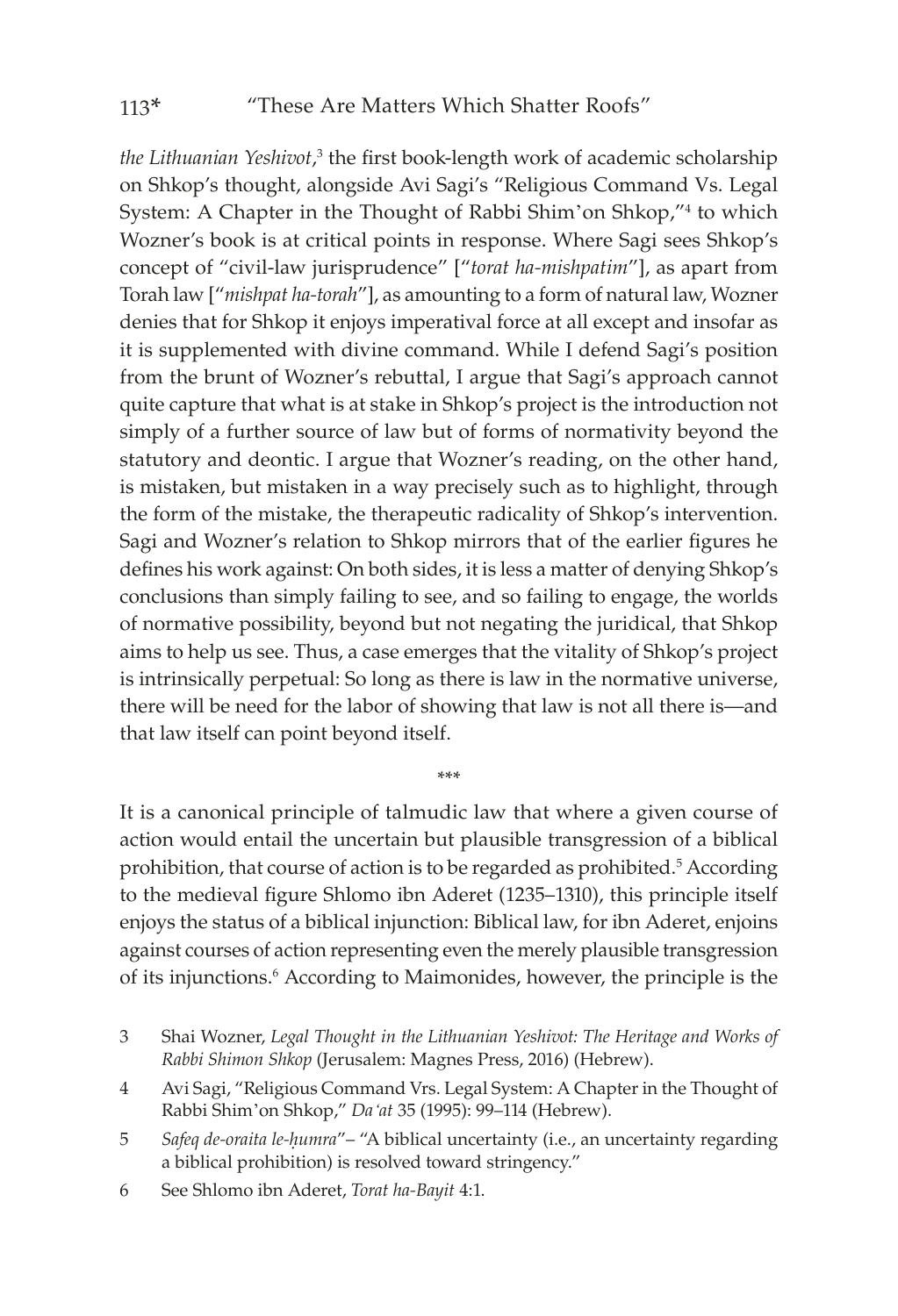*the Lithuanian Yeshivot*,[3] the first book-length work of academic scholarship on Shkop's thought, alongside Avi Sagi's "Religious Command Vs. Legal System: A Chapter in the Thought of Rabbi Shim'on Shkop,"[4] to which Wozner's book is at critical points in response. Where Sagi sees Shkop's concept of "civil-law jurisprudence" ["*torat ha-mishpatim*"], as apart from Torah law ["*mishpat ha-torah*"], as amounting to a form of natural law, Wozner denies that for Shkop it enjoys imperatival force at all except and insofar as it is supplemented with divine command. While I defend Sagi's position from the brunt of Wozner's rebuttal, I argue that Sagi's approach cannot quite capture that what is at stake in Shkop's project is the introduction not simply of a further source of law but of forms of normativity beyond the statutory and deontic. I argue that Wozner's reading, on the other hand, is mistaken, but mistaken in a way precisely such as to highlight, through the form of the mistake, the therapeutic radicality of Shkop's intervention. Sagi and Wozner's relation to Shkop mirrors that of the earlier figures he defines his work against: On both sides, it is less a matter of denying Shkop's conclusions than simply failing to see, and so failing to engage, the worlds of normative possibility, beyond but not negating the juridical, that Shkop aims to help us see. Thus, a case emerges that the vitality of Shkop's project is intrinsically perpetual: So long as there is law in the normative universe, there will be need for the labor of showing that law is not all there is—and that law itself can point beyond itself.

\*\*\*

It is a canonical principle of talmudic law that where a given course of action would entail the uncertain but plausible transgression of a biblical prohibition, that course of action is to be regarded as prohibited.[5] According to the medieval figure Shlomo ibn Aderet (1235–1310), this principle itself enjoys the status of a biblical injunction: Biblical law, for ibn Aderet, enjoins against courses of action representing even the merely plausible transgression of its injunctions.[6] According to Maimonides, however, the principle is the

3 Shai Wozner, *Legal Thought in the Lithuanian Yeshivot: The Heritage and Works of Rabbi Shimon Shkop* (Jerusalem: Magnes Press, 2016) (Hebrew).

4 Avi Sagi, "Religious Command Vrs. Legal System: A Chapter in the Thought of Rabbi Shim'on Shkop," *Da'at* 35 (1995): 99–114 (Hebrew).

5 *Safeq de-oraita le-ḥumra*"– "A biblical uncertainty (i.e., an uncertainty regarding a biblical prohibition) is resolved toward stringency."

6 See Shlomo ibn Aderet, *Torat ha-Bayit* 4:1.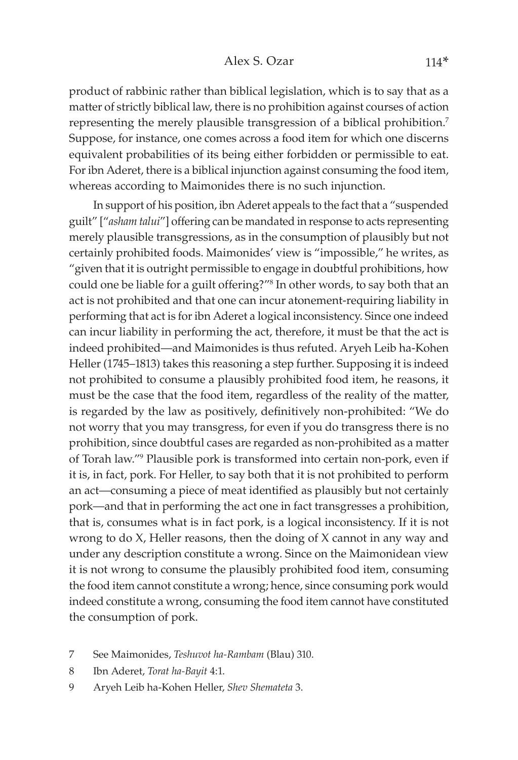product of rabbinic rather than biblical legislation, which is to say that as a matter of strictly biblical law, there is no prohibition against courses of action representing the merely plausible transgression of a biblical prohibition.[7] Suppose, for instance, one comes across a food item for which one discerns equivalent probabilities of its being either forbidden or permissible to eat. For ibn Aderet, there is a biblical injunction against consuming the food item, whereas according to Maimonides there is no such injunction.

In support of his position, ibn Aderet appeals to the fact that a "suspended guilt" ["*asham talui*"] offering can be mandated in response to acts representing merely plausible transgressions, as in the consumption of plausibly but not certainly prohibited foods. Maimonides' view is "impossible," he writes, as "given that it is outright permissible to engage in doubtful prohibitions, how could one be liable for a guilt offering?"[8] In other words, to say both that an act is not prohibited and that one can incur atonement-requiring liability in performing that act is for ibn Aderet a logical inconsistency. Since one indeed can incur liability in performing the act, therefore, it must be that the act is indeed prohibited—and Maimonides is thus refuted. Aryeh Leib ha-Kohen Heller (1745–1813) takes this reasoning a step further. Supposing it is indeed not prohibited to consume a plausibly prohibited food item, he reasons, it must be the case that the food item, regardless of the reality of the matter, is regarded by the law as positively, definitively non-prohibited: "We do not worry that you may transgress, for even if you do transgress there is no prohibition, since doubtful cases are regarded as non-prohibited as a matter of Torah law."[9] Plausible pork is transformed into certain non-pork, even if it is, in fact, pork. For Heller, to say both that it is not prohibited to perform an act—consuming a piece of meat identified as plausibly but not certainly pork—and that in performing the act one in fact transgresses a prohibition, that is, consumes what is in fact pork, is a logical inconsistency. If it is not wrong to do X, Heller reasons, then the doing of X cannot in any way and under any description constitute a wrong. Since on the Maimonidean view it is not wrong to consume the plausibly prohibited food item, consuming the food item cannot constitute a wrong; hence, since consuming pork would indeed constitute a wrong, consuming the food item cannot have constituted the consumption of pork.

7 See Maimonides, *Teshuvot ha-Rambam* (Blau) 310.

8 Ibn Aderet, *Torat ha-Bayit* 4:1.

9 Aryeh Leib ha-Kohen Heller, *Shev Shemateta* 3.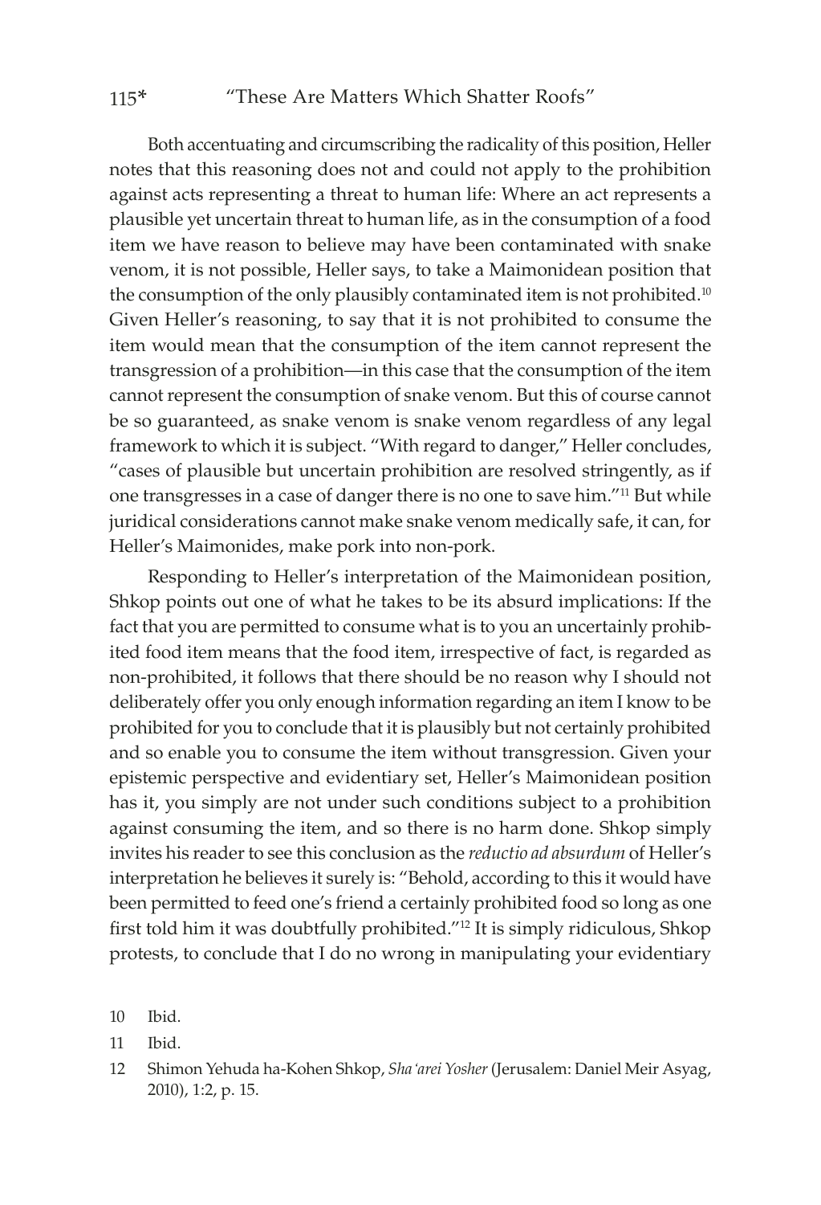Both accentuating and circumscribing the radicality of this position, Heller notes that this reasoning does not and could not apply to the prohibition against acts representing a threat to human life: Where an act represents a plausible yet uncertain threat to human life, as in the consumption of a food item we have reason to believe may have been contaminated with snake venom, it is not possible, Heller says, to take a Maimonidean position that the consumption of the only plausibly contaminated item is not prohibited.[10] Given Heller's reasoning, to say that it is not prohibited to consume the item would mean that the consumption of the item cannot represent the transgression of a prohibition—in this case that the consumption of the item cannot represent the consumption of snake venom. But this of course cannot be so guaranteed, as snake venom is snake venom regardless of any legal framework to which it is subject. "With regard to danger," Heller concludes, "cases of plausible but uncertain prohibition are resolved stringently, as if one transgresses in a case of danger there is no one to save him."[11] But while juridical considerations cannot make snake venom medically safe, it can, for Heller's Maimonides, make pork into non-pork.

Responding to Heller's interpretation of the Maimonidean position, Shkop points out one of what he takes to be its absurd implications: If the fact that you are permitted to consume what is to you an uncertainly prohibited food item means that the food item, irrespective of fact, is regarded as non-prohibited, it follows that there should be no reason why I should not deliberately offer you only enough information regarding an item I know to be prohibited for you to conclude that it is plausibly but not certainly prohibited and so enable you to consume the item without transgression. Given your epistemic perspective and evidentiary set, Heller's Maimonidean position has it, you simply are not under such conditions subject to a prohibition against consuming the item, and so there is no harm done. Shkop simply invites his reader to see this conclusion as the *reductio ad absurdum* of Heller's interpretation he believes it surely is: "Behold, according to this it would have been permitted to feed one's friend a certainly prohibited food so long as one first told him it was doubtfully prohibited."[12] It is simply ridiculous, Shkop protests, to conclude that I do no wrong in manipulating your evidentiary

10 Ibid.

11 Ibid.

12 Shimon Yehuda ha-Kohen Shkop, *Sha'arei Yosher* (Jerusalem: Daniel Meir Asyag, 2010), 1:2, p. 15.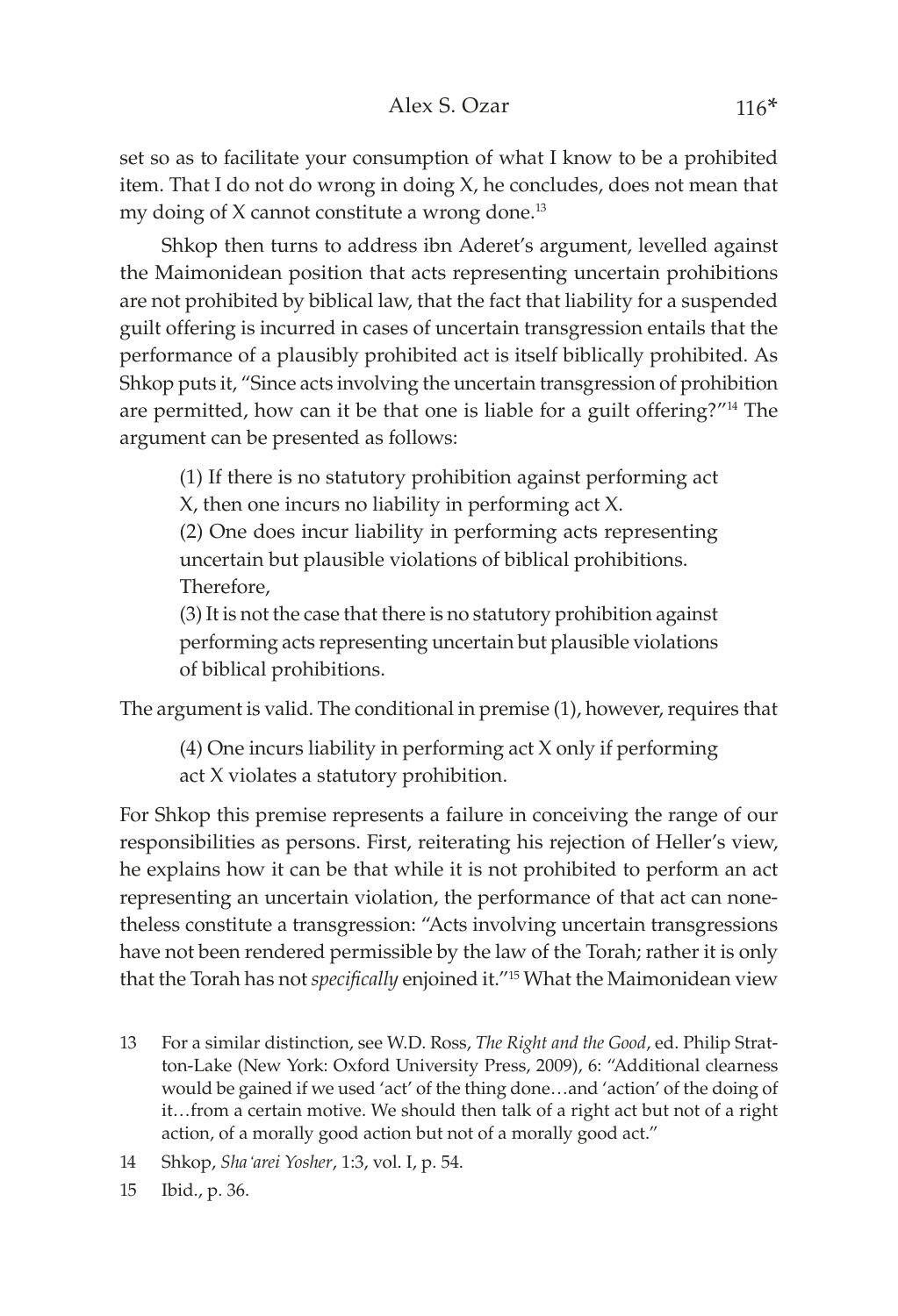set so as to facilitate your consumption of what I know to be a prohibited item. That I do not do wrong in doing X, he concludes, does not mean that my doing of X cannot constitute a wrong done.[13]

Shkop then turns to address ibn Aderet's argument, levelled against the Maimonidean position that acts representing uncertain prohibitions are not prohibited by biblical law, that the fact that liability for a suspended guilt offering is incurred in cases of uncertain transgression entails that the performance of a plausibly prohibited act is itself biblically prohibited. As Shkop puts it, "Since acts involving the uncertain transgression of prohibition are permitted, how can it be that one is liable for a guilt offering?"[14] The argument can be presented as follows:

> (1) If there is no statutory prohibition against performing act X, then one incurs no liability in performing act X.
> (2) One does incur liability in performing acts representing uncertain but plausible violations of biblical prohibitions. Therefore,
> (3) It is not the case that there is no statutory prohibition against performing acts representing uncertain but plausible violations of biblical prohibitions.

The argument is valid. The conditional in premise (1), however, requires that

> (4) One incurs liability in performing act X only if performing act X violates a statutory prohibition.

For Shkop this premise represents a failure in conceiving the range of our responsibilities as persons. First, reiterating his rejection of Heller's view, he explains how it can be that while it is not prohibited to perform an act representing an uncertain violation, the performance of that act can nonetheless constitute a transgression: "Acts involving uncertain transgressions have not been rendered permissible by the law of the Torah; rather it is only that the Torah has not *specifically* enjoined it."[15] What the Maimonidean view

13 For a similar distinction, see W.D. Ross, *The Right and the Good*, ed. Philip Stratton-Lake (New York: Oxford University Press, 2009), 6: "Additional clearness would be gained if we used 'act' of the thing done…and 'action' of the doing of it…from a certain motive. We should then talk of a right act but not of a right action, of a morally good action but not of a morally good act."

14 Shkop, *Sha'arei Yosher*, 1:3, vol. I, p. 54.

15 Ibid., p. 36.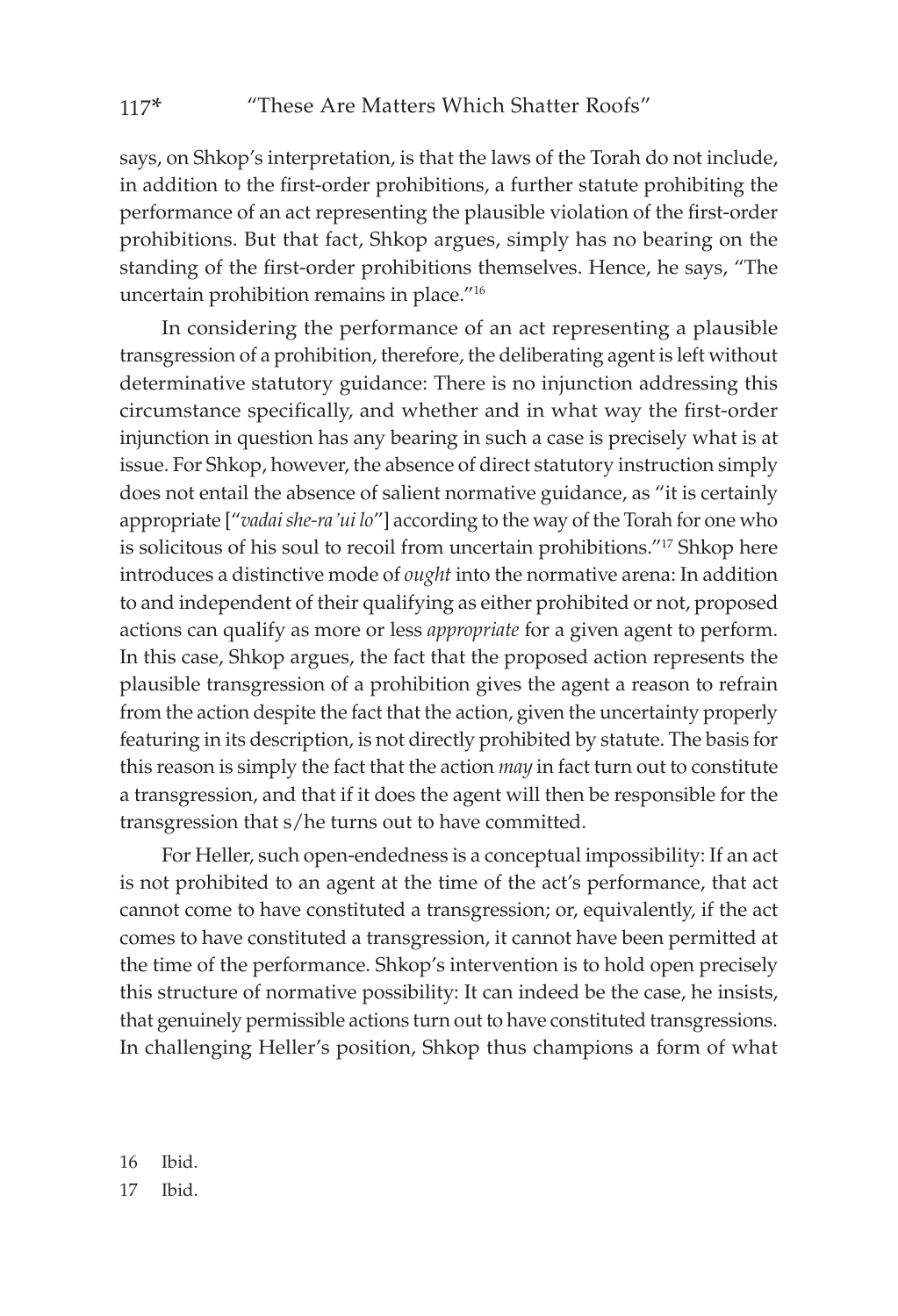says, on Shkop's interpretation, is that the laws of the Torah do not include, in addition to the first-order prohibitions, a further statute prohibiting the performance of an act representing the plausible violation of the first-order prohibitions. But that fact, Shkop argues, simply has no bearing on the standing of the first-order prohibitions themselves. Hence, he says, "The uncertain prohibition remains in place."[16]

In considering the performance of an act representing a plausible transgression of a prohibition, therefore, the deliberating agent is left without determinative statutory guidance: There is no injunction addressing this circumstance specifically, and whether and in what way the first-order injunction in question has any bearing in such a case is precisely what is at issue. For Shkop, however, the absence of direct statutory instruction simply does not entail the absence of salient normative guidance, as "it is certainly appropriate ["*vadai she-ra'ui lo*"] according to the way of the Torah for one who is solicitous of his soul to recoil from uncertain prohibitions."[17] Shkop here introduces a distinctive mode of *ought* into the normative arena: In addition to and independent of their qualifying as either prohibited or not, proposed actions can qualify as more or less *appropriate* for a given agent to perform. In this case, Shkop argues, the fact that the proposed action represents the plausible transgression of a prohibition gives the agent a reason to refrain from the action despite the fact that the action, given the uncertainty properly featuring in its description, is not directly prohibited by statute. The basis for this reason is simply the fact that the action *may* in fact turn out to constitute a transgression, and that if it does the agent will then be responsible for the transgression that s/he turns out to have committed.

For Heller, such open-endedness is a conceptual impossibility: If an act is not prohibited to an agent at the time of the act's performance, that act cannot come to have constituted a transgression; or, equivalently, if the act comes to have constituted a transgression, it cannot have been permitted at the time of the performance. Shkop's intervention is to hold open precisely this structure of normative possibility: It can indeed be the case, he insists, that genuinely permissible actions turn out to have constituted transgressions. In challenging Heller's position, Shkop thus champions a form of what

16 Ibid.

17 Ibid.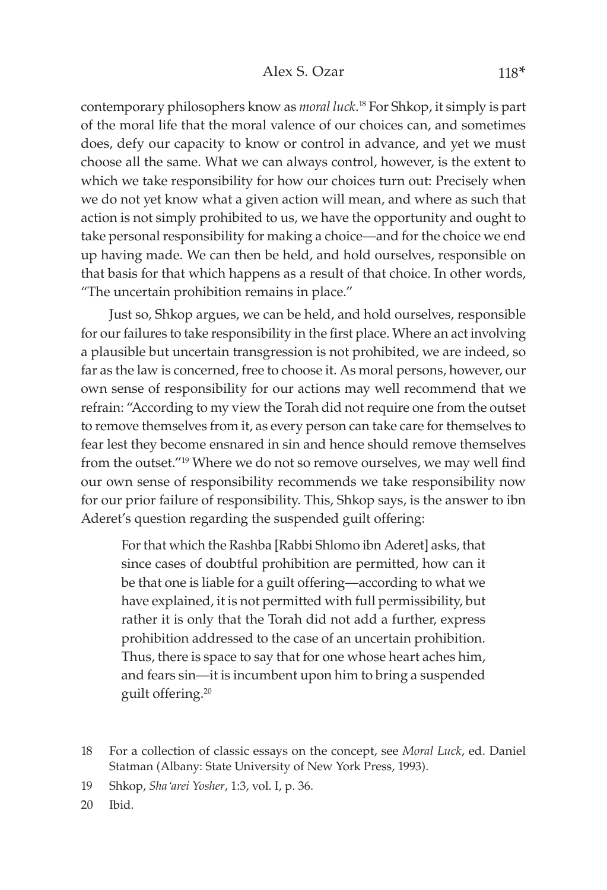contemporary philosophers know as *moral luck*.[18] For Shkop, it simply is part of the moral life that the moral valence of our choices can, and sometimes does, defy our capacity to know or control in advance, and yet we must choose all the same. What we can always control, however, is the extent to which we take responsibility for how our choices turn out: Precisely when we do not yet know what a given action will mean, and where as such that action is not simply prohibited to us, we have the opportunity and ought to take personal responsibility for making a choice—and for the choice we end up having made. We can then be held, and hold ourselves, responsible on that basis for that which happens as a result of that choice. In other words, "The uncertain prohibition remains in place."

Just so, Shkop argues, we can be held, and hold ourselves, responsible for our failures to take responsibility in the first place. Where an act involving a plausible but uncertain transgression is not prohibited, we are indeed, so far as the law is concerned, free to choose it. As moral persons, however, our own sense of responsibility for our actions may well recommend that we refrain: "According to my view the Torah did not require one from the outset to remove themselves from it, as every person can take care for themselves to fear lest they become ensnared in sin and hence should remove themselves from the outset."[19] Where we do not so remove ourselves, we may well find our own sense of responsibility recommends we take responsibility now for our prior failure of responsibility. This, Shkop says, is the answer to ibn Aderet's question regarding the suspended guilt offering:

> For that which the Rashba [Rabbi Shlomo ibn Aderet] asks, that since cases of doubtful prohibition are permitted, how can it be that one is liable for a guilt offering—according to what we have explained, it is not permitted with full permissibility, but rather it is only that the Torah did not add a further, express prohibition addressed to the case of an uncertain prohibition. Thus, there is space to say that for one whose heart aches him, and fears sin—it is incumbent upon him to bring a suspended guilt offering.[20]

18 For a collection of classic essays on the concept, see *Moral Luck*, ed. Daniel Statman (Albany: State University of New York Press, 1993).

19 Shkop, *Sha'arei Yosher*, 1:3, vol. I, p. 36.

20 Ibid.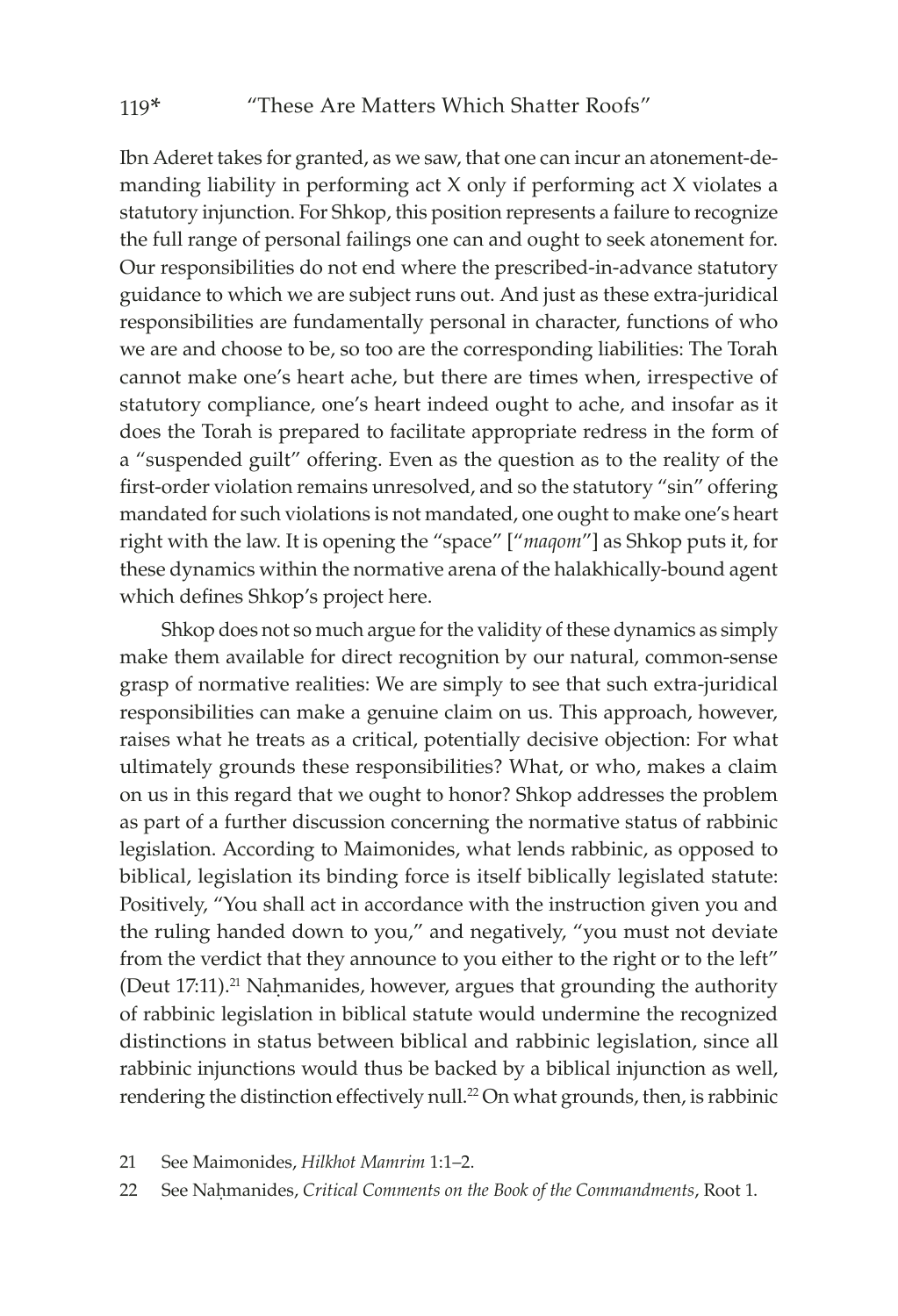Ibn Aderet takes for granted, as we saw, that one can incur an atonement-demanding liability in performing act X only if performing act X violates a statutory injunction. For Shkop, this position represents a failure to recognize the full range of personal failings one can and ought to seek atonement for. Our responsibilities do not end where the prescribed-in-advance statutory guidance to which we are subject runs out. And just as these extra-juridical responsibilities are fundamentally personal in character, functions of who we are and choose to be, so too are the corresponding liabilities: The Torah cannot make one's heart ache, but there are times when, irrespective of statutory compliance, one's heart indeed ought to ache, and insofar as it does the Torah is prepared to facilitate appropriate redress in the form of a "suspended guilt" offering. Even as the question as to the reality of the first-order violation remains unresolved, and so the statutory "sin" offering mandated for such violations is not mandated, one ought to make one's heart right with the law. It is opening the "space" ["*maqom*"] as Shkop puts it, for these dynamics within the normative arena of the halakhically-bound agent which defines Shkop's project here.

Shkop does not so much argue for the validity of these dynamics as simply make them available for direct recognition by our natural, common-sense grasp of normative realities: We are simply to see that such extra-juridical responsibilities can make a genuine claim on us. This approach, however, raises what he treats as a critical, potentially decisive objection: For what ultimately grounds these responsibilities? What, or who, makes a claim on us in this regard that we ought to honor? Shkop addresses the problem as part of a further discussion concerning the normative status of rabbinic legislation. According to Maimonides, what lends rabbinic, as opposed to biblical, legislation its binding force is itself biblically legislated statute: Positively, "You shall act in accordance with the instruction given you and the ruling handed down to you," and negatively, "you must not deviate from the verdict that they announce to you either to the right or to the left" (Deut 17:11).[21] Naḥmanides, however, argues that grounding the authority of rabbinic legislation in biblical statute would undermine the recognized distinctions in status between biblical and rabbinic legislation, since all rabbinic injunctions would thus be backed by a biblical injunction as well, rendering the distinction effectively null.[22] On what grounds, then, is rabbinic

21 See Maimonides, *Hilkhot Mamrim* 1:1–2.

22 See Naḥmanides, *Critical Comments on the Book of the Commandments*, Root 1.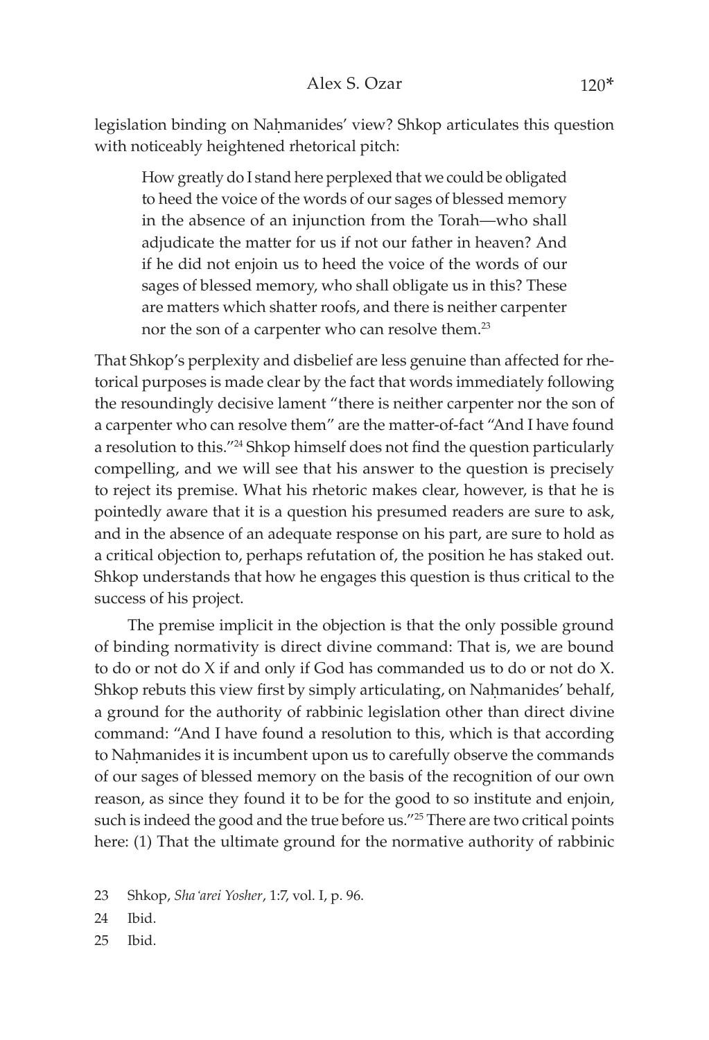legislation binding on Naḥmanides' view? Shkop articulates this question with noticeably heightened rhetorical pitch:

> How greatly do I stand here perplexed that we could be obligated to heed the voice of the words of our sages of blessed memory in the absence of an injunction from the Torah—who shall adjudicate the matter for us if not our father in heaven? And if he did not enjoin us to heed the voice of the words of our sages of blessed memory, who shall obligate us in this? These are matters which shatter roofs, and there is neither carpenter nor the son of a carpenter who can resolve them.[23]

That Shkop's perplexity and disbelief are less genuine than affected for rhetorical purposes is made clear by the fact that words immediately following the resoundingly decisive lament "there is neither carpenter nor the son of a carpenter who can resolve them" are the matter-of-fact "And I have found a resolution to this."[24] Shkop himself does not find the question particularly compelling, and we will see that his answer to the question is precisely to reject its premise. What his rhetoric makes clear, however, is that he is pointedly aware that it is a question his presumed readers are sure to ask, and in the absence of an adequate response on his part, are sure to hold as a critical objection to, perhaps refutation of, the position he has staked out. Shkop understands that how he engages this question is thus critical to the success of his project.

The premise implicit in the objection is that the only possible ground of binding normativity is direct divine command: That is, we are bound to do or not do X if and only if God has commanded us to do or not do X. Shkop rebuts this view first by simply articulating, on Naḥmanides' behalf, a ground for the authority of rabbinic legislation other than direct divine command: "And I have found a resolution to this, which is that according to Naḥmanides it is incumbent upon us to carefully observe the commands of our sages of blessed memory on the basis of the recognition of our own reason, as since they found it to be for the good to so institute and enjoin, such is indeed the good and the true before us."[25] There are two critical points here: (1) That the ultimate ground for the normative authority of rabbinic

23 Shkop, *Sha'arei Yosher*, 1:7, vol. I, p. 96.

24 Ibid.

25 Ibid.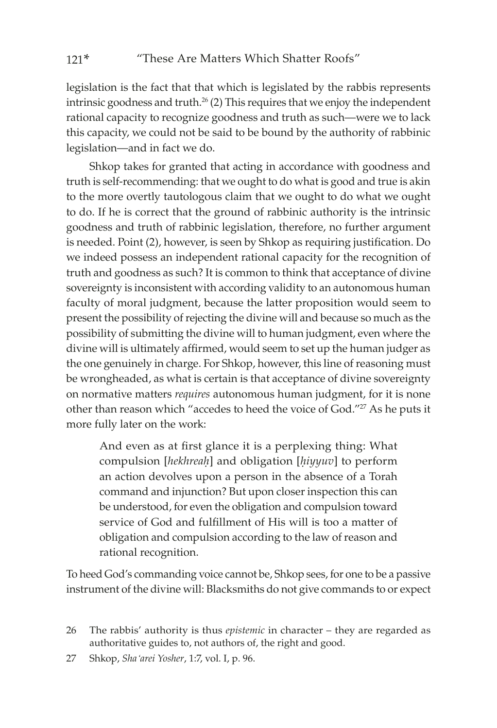legislation is the fact that that which is legislated by the rabbis represents intrinsic goodness and truth.[26] (2) This requires that we enjoy the independent rational capacity to recognize goodness and truth as such—were we to lack this capacity, we could not be said to be bound by the authority of rabbinic legislation—and in fact we do.

Shkop takes for granted that acting in accordance with goodness and truth is self-recommending: that we ought to do what is good and true is akin to the more overtly tautologous claim that we ought to do what we ought to do. If he is correct that the ground of rabbinic authority is the intrinsic goodness and truth of rabbinic legislation, therefore, no further argument is needed. Point (2), however, is seen by Shkop as requiring justification. Do we indeed possess an independent rational capacity for the recognition of truth and goodness as such? It is common to think that acceptance of divine sovereignty is inconsistent with according validity to an autonomous human faculty of moral judgment, because the latter proposition would seem to present the possibility of rejecting the divine will and because so much as the possibility of submitting the divine will to human judgment, even where the divine will is ultimately affirmed, would seem to set up the human judger as the one genuinely in charge. For Shkop, however, this line of reasoning must be wrongheaded, as what is certain is that acceptance of divine sovereignty on normative matters *requires* autonomous human judgment, for it is none other than reason which "accedes to heed the voice of God."[27] As he puts it more fully later on the work:

> And even as at first glance it is a perplexing thing: What compulsion [*hekhreaḥ*] and obligation [*ḥiyyuv*] to perform an action devolves upon a person in the absence of a Torah command and injunction? But upon closer inspection this can be understood, for even the obligation and compulsion toward service of God and fulfillment of His will is too a matter of obligation and compulsion according to the law of reason and rational recognition.

To heed God's commanding voice cannot be, Shkop sees, for one to be a passive instrument of the divine will: Blacksmiths do not give commands to or expect

---

26 The rabbis' authority is thus *epistemic* in character – they are regarded as authoritative guides to, not authors of, the right and good.

27 Shkop, *Sha'arei Yosher*, 1:7, vol. I, p. 96.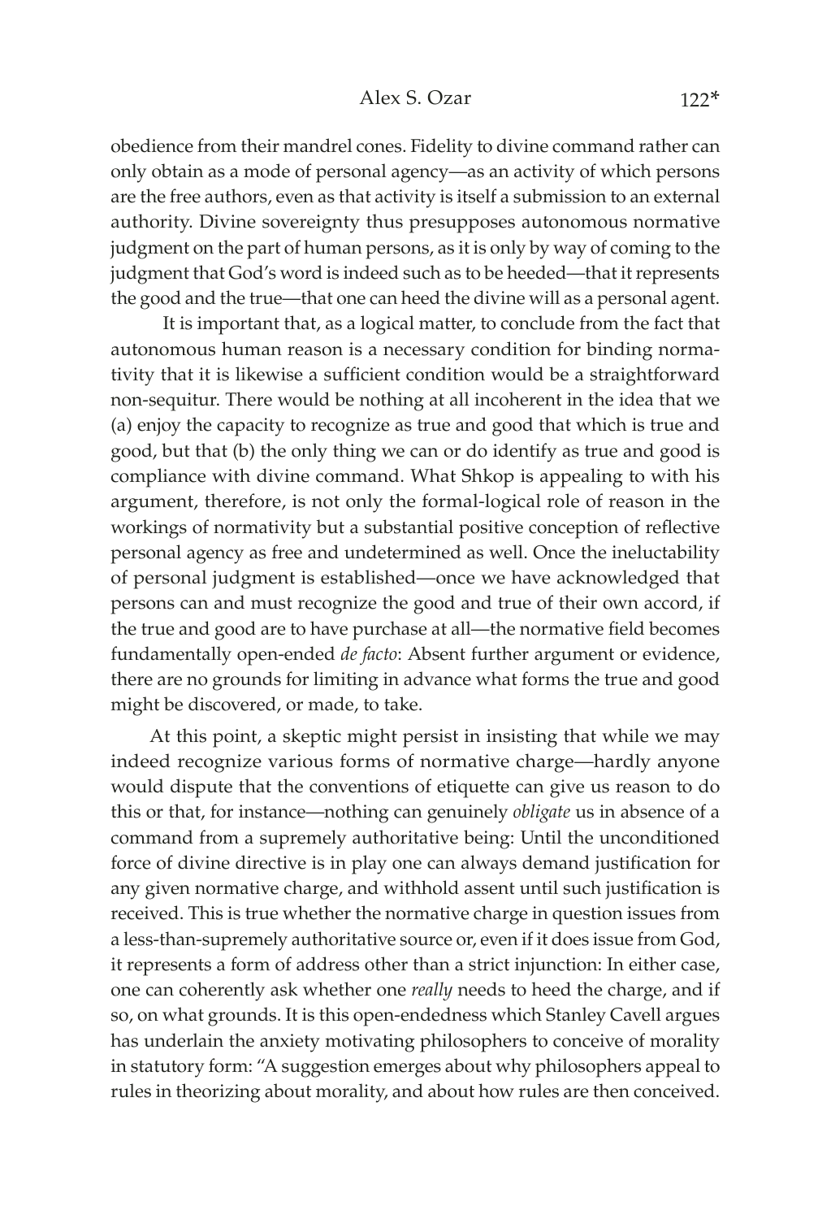obedience from their mandrel cones. Fidelity to divine command rather can only obtain as a mode of personal agency—as an activity of which persons are the free authors, even as that activity is itself a submission to an external authority. Divine sovereignty thus presupposes autonomous normative judgment on the part of human persons, as it is only by way of coming to the judgment that God's word is indeed such as to be heeded—that it represents the good and the true—that one can heed the divine will as a personal agent.

It is important that, as a logical matter, to conclude from the fact that autonomous human reason is a necessary condition for binding normativity that it is likewise a sufficient condition would be a straightforward non-sequitur. There would be nothing at all incoherent in the idea that we (a) enjoy the capacity to recognize as true and good that which is true and good, but that (b) the only thing we can or do identify as true and good is compliance with divine command. What Shkop is appealing to with his argument, therefore, is not only the formal-logical role of reason in the workings of normativity but a substantial positive conception of reflective personal agency as free and undetermined as well. Once the ineluctability of personal judgment is established—once we have acknowledged that persons can and must recognize the good and true of their own accord, if the true and good are to have purchase at all—the normative field becomes fundamentally open-ended *de facto*: Absent further argument or evidence, there are no grounds for limiting in advance what forms the true and good might be discovered, or made, to take.

At this point, a skeptic might persist in insisting that while we may indeed recognize various forms of normative charge—hardly anyone would dispute that the conventions of etiquette can give us reason to do this or that, for instance—nothing can genuinely *obligate* us in absence of a command from a supremely authoritative being: Until the unconditioned force of divine directive is in play one can always demand justification for any given normative charge, and withhold assent until such justification is received. This is true whether the normative charge in question issues from a less-than-supremely authoritative source or, even if it does issue from God, it represents a form of address other than a strict injunction: In either case, one can coherently ask whether one *really* needs to heed the charge, and if so, on what grounds. It is this open-endedness which Stanley Cavell argues has underlain the anxiety motivating philosophers to conceive of morality in statutory form: "A suggestion emerges about why philosophers appeal to rules in theorizing about morality, and about how rules are then conceived.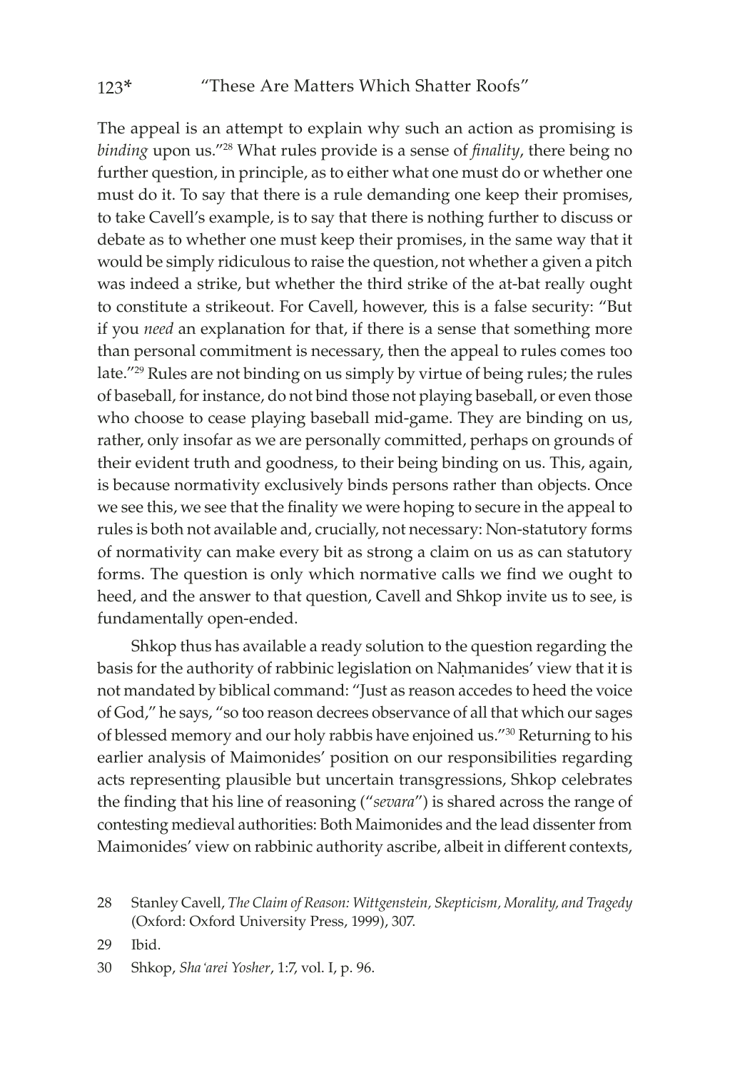The appeal is an attempt to explain why such an action as promising is *binding* upon us."[28] What rules provide is a sense of *finality*, there being no further question, in principle, as to either what one must do or whether one must do it. To say that there is a rule demanding one keep their promises, to take Cavell's example, is to say that there is nothing further to discuss or debate as to whether one must keep their promises, in the same way that it would be simply ridiculous to raise the question, not whether a given a pitch was indeed a strike, but whether the third strike of the at-bat really ought to constitute a strikeout. For Cavell, however, this is a false security: "But if you *need* an explanation for that, if there is a sense that something more than personal commitment is necessary, then the appeal to rules comes too late."[29] Rules are not binding on us simply by virtue of being rules; the rules of baseball, for instance, do not bind those not playing baseball, or even those who choose to cease playing baseball mid-game. They are binding on us, rather, only insofar as we are personally committed, perhaps on grounds of their evident truth and goodness, to their being binding on us. This, again, is because normativity exclusively binds persons rather than objects. Once we see this, we see that the finality we were hoping to secure in the appeal to rules is both not available and, crucially, not necessary: Non-statutory forms of normativity can make every bit as strong a claim on us as can statutory forms. The question is only which normative calls we find we ought to heed, and the answer to that question, Cavell and Shkop invite us to see, is fundamentally open-ended.

Shkop thus has available a ready solution to the question regarding the basis for the authority of rabbinic legislation on Naḥmanides' view that it is not mandated by biblical command: "Just as reason accedes to heed the voice of God," he says, "so too reason decrees observance of all that which our sages of blessed memory and our holy rabbis have enjoined us."[30] Returning to his earlier analysis of Maimonides' position on our responsibilities regarding acts representing plausible but uncertain transgressions, Shkop celebrates the finding that his line of reasoning ("*sevara*") is shared across the range of contesting medieval authorities: Both Maimonides and the lead dissenter from Maimonides' view on rabbinic authority ascribe, albeit in different contexts,

28 Stanley Cavell, *The Claim of Reason: Wittgenstein, Skepticism, Morality, and Tragedy* (Oxford: Oxford University Press, 1999), 307.

29 Ibid.

30 Shkop, *Sha'arei Yosher*, 1:7, vol. I, p. 96.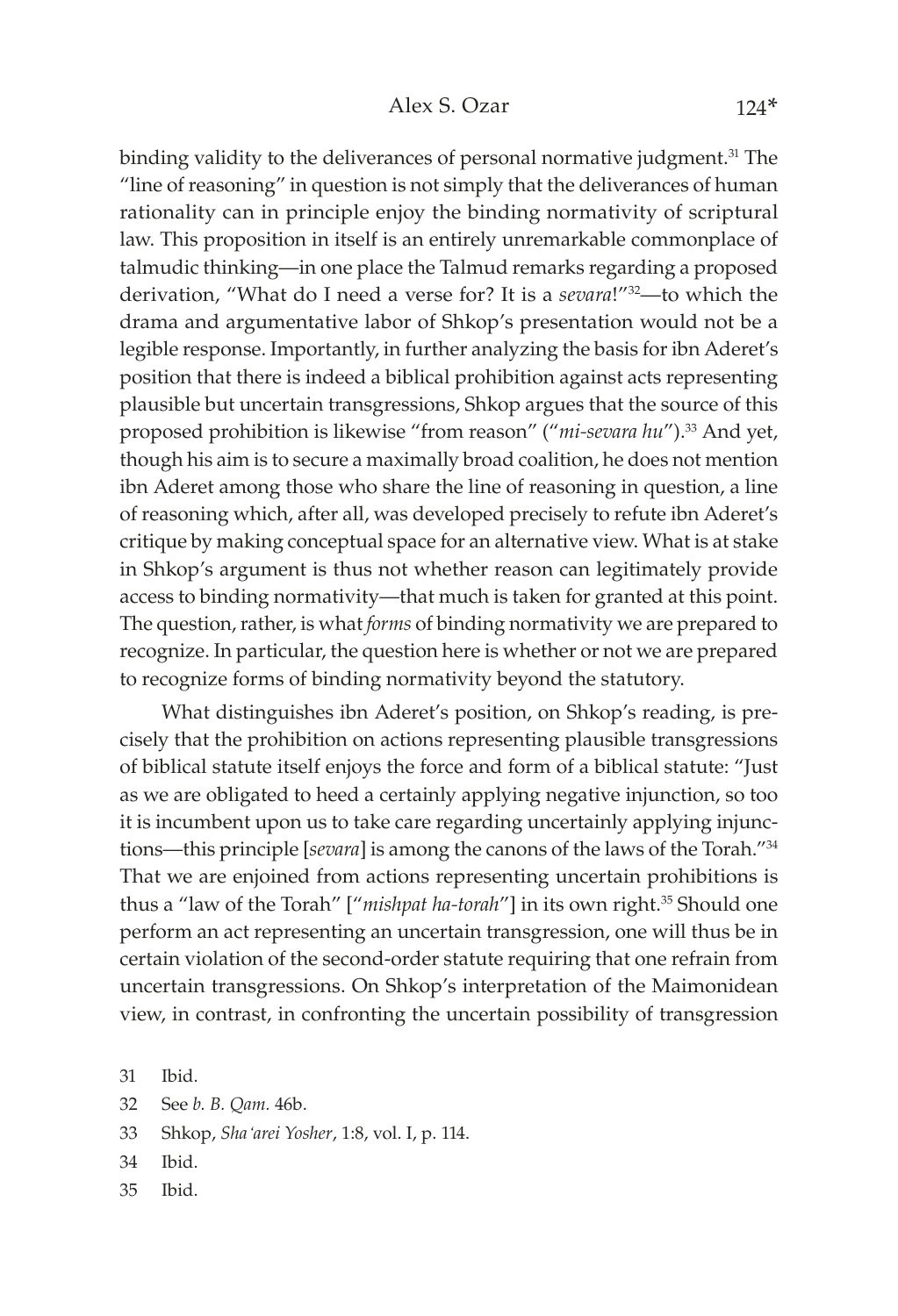binding validity to the deliverances of personal normative judgment.[31] The "line of reasoning" in question is not simply that the deliverances of human rationality can in principle enjoy the binding normativity of scriptural law. This proposition in itself is an entirely unremarkable commonplace of talmudic thinking—in one place the Talmud remarks regarding a proposed derivation, "What do I need a verse for? It is a *sevara*!"[32]—to which the drama and argumentative labor of Shkop's presentation would not be a legible response. Importantly, in further analyzing the basis for ibn Aderet's position that there is indeed a biblical prohibition against acts representing plausible but uncertain transgressions, Shkop argues that the source of this proposed prohibition is likewise "from reason" ("*mi-sevara hu*").[33] And yet, though his aim is to secure a maximally broad coalition, he does not mention ibn Aderet among those who share the line of reasoning in question, a line of reasoning which, after all, was developed precisely to refute ibn Aderet's critique by making conceptual space for an alternative view. What is at stake in Shkop's argument is thus not whether reason can legitimately provide access to binding normativity—that much is taken for granted at this point. The question, rather, is what *forms* of binding normativity we are prepared to recognize. In particular, the question here is whether or not we are prepared to recognize forms of binding normativity beyond the statutory.

What distinguishes ibn Aderet's position, on Shkop's reading, is precisely that the prohibition on actions representing plausible transgressions of biblical statute itself enjoys the force and form of a biblical statute: "Just as we are obligated to heed a certainly applying negative injunction, so too it is incumbent upon us to take care regarding uncertainly applying injunctions—this principle [*sevara*] is among the canons of the laws of the Torah."[34] That we are enjoined from actions representing uncertain prohibitions is thus a "law of the Torah" ["*mishpat ha-torah*"] in its own right.[35] Should one perform an act representing an uncertain transgression, one will thus be in certain violation of the second-order statute requiring that one refrain from uncertain transgressions. On Shkop's interpretation of the Maimonidean view, in contrast, in confronting the uncertain possibility of transgression

31 Ibid.

32 See *b. B. Qam.* 46b.

33 Shkop, *Sha'arei Yosher*, 1:8, vol. I, p. 114.

34 Ibid.

35 Ibid.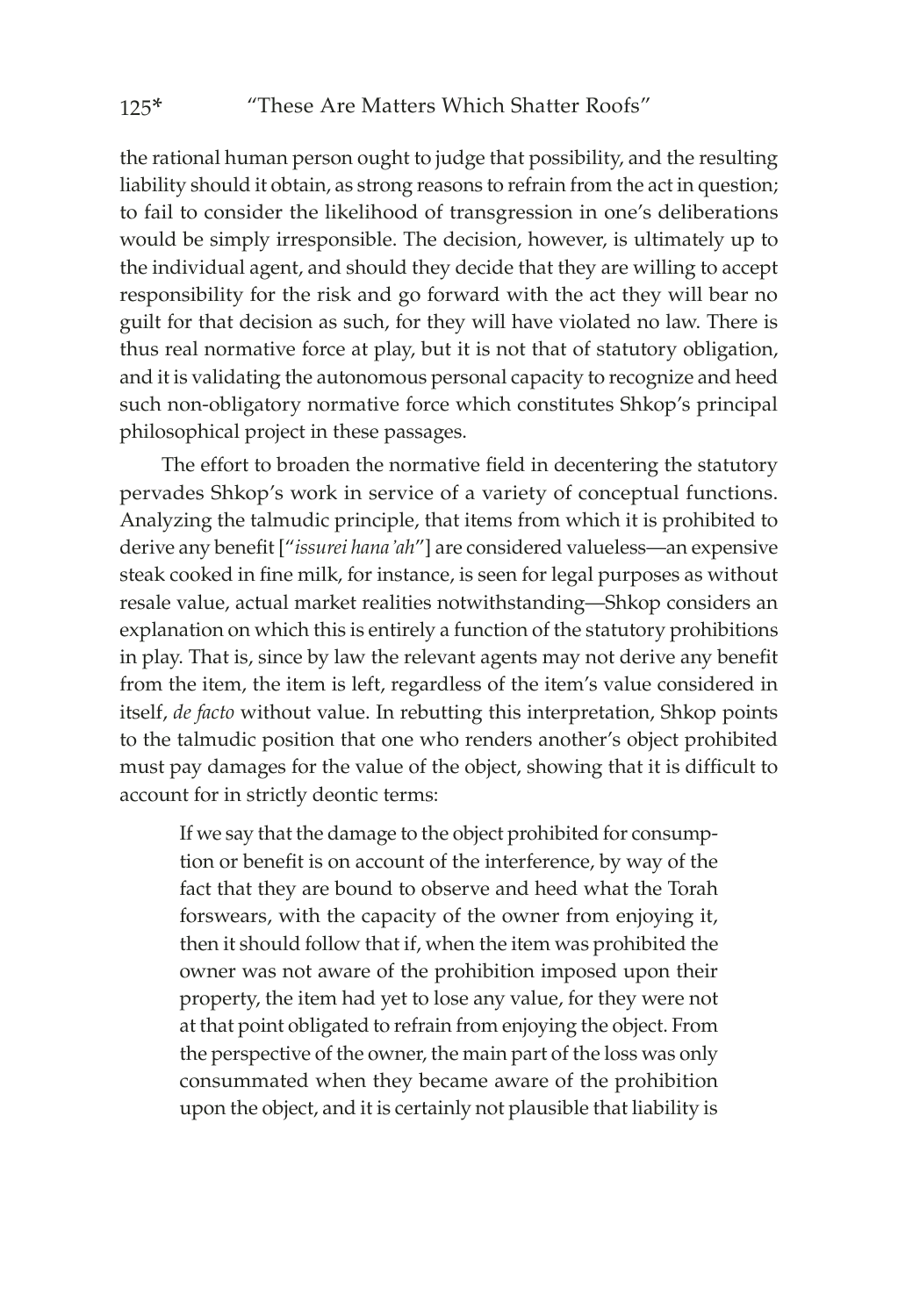the rational human person ought to judge that possibility, and the resulting liability should it obtain, as strong reasons to refrain from the act in question; to fail to consider the likelihood of transgression in one's deliberations would be simply irresponsible. The decision, however, is ultimately up to the individual agent, and should they decide that they are willing to accept responsibility for the risk and go forward with the act they will bear no guilt for that decision as such, for they will have violated no law. There is thus real normative force at play, but it is not that of statutory obligation, and it is validating the autonomous personal capacity to recognize and heed such non-obligatory normative force which constitutes Shkop's principal philosophical project in these passages.

The effort to broaden the normative field in decentering the statutory pervades Shkop's work in service of a variety of conceptual functions. Analyzing the talmudic principle, that items from which it is prohibited to derive any benefit ["*issurei hana'ah*"] are considered valueless—an expensive steak cooked in fine milk, for instance, is seen for legal purposes as without resale value, actual market realities notwithstanding—Shkop considers an explanation on which this is entirely a function of the statutory prohibitions in play. That is, since by law the relevant agents may not derive any benefit from the item, the item is left, regardless of the item's value considered in itself, *de facto* without value. In rebutting this interpretation, Shkop points to the talmudic position that one who renders another's object prohibited must pay damages for the value of the object, showing that it is difficult to account for in strictly deontic terms:

> If we say that the damage to the object prohibited for consumption or benefit is on account of the interference, by way of the fact that they are bound to observe and heed what the Torah forswears, with the capacity of the owner from enjoying it, then it should follow that if, when the item was prohibited the owner was not aware of the prohibition imposed upon their property, the item had yet to lose any value, for they were not at that point obligated to refrain from enjoying the object. From the perspective of the owner, the main part of the loss was only consummated when they became aware of the prohibition upon the object, and it is certainly not plausible that liability is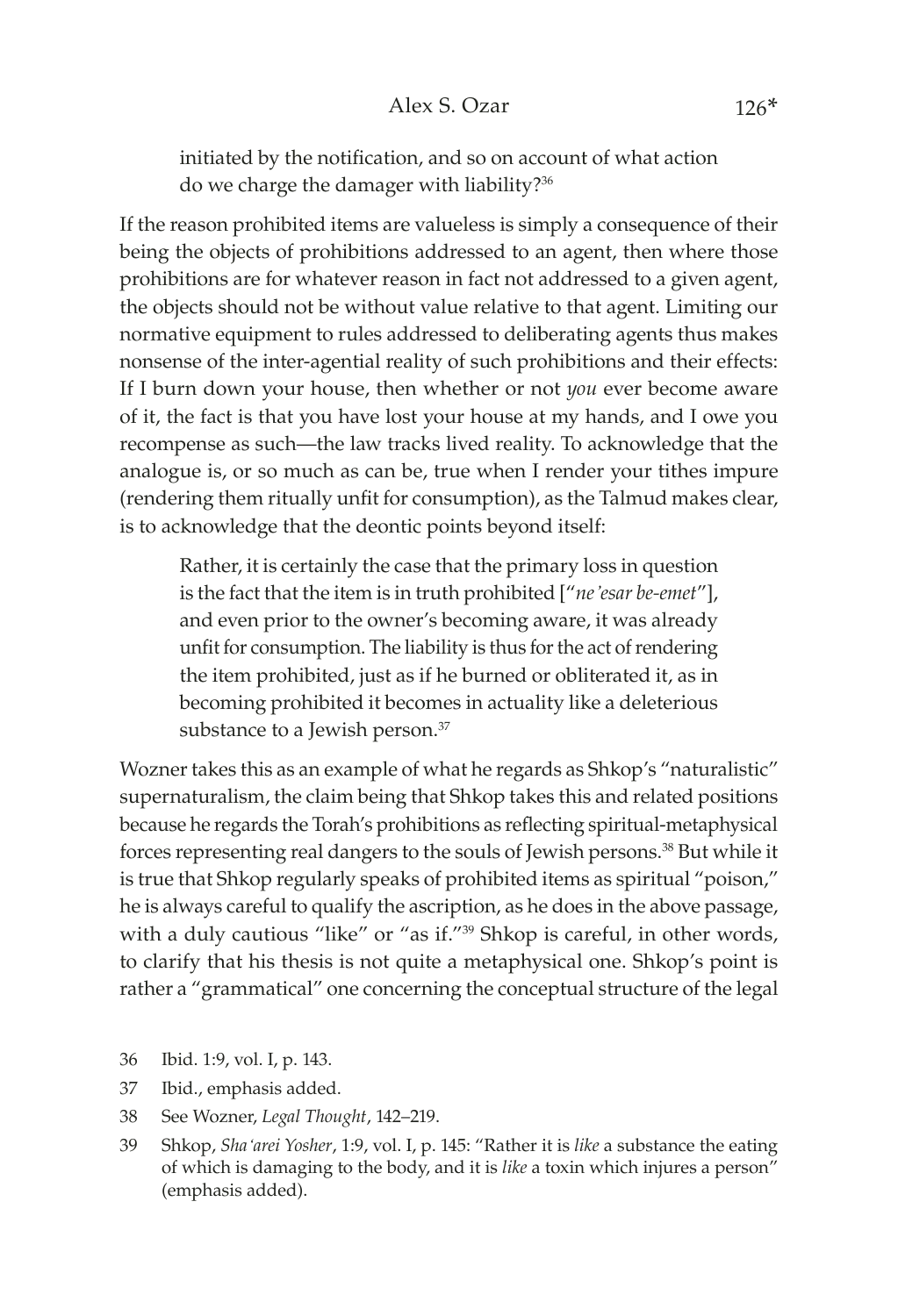> initiated by the notification, and so on account of what action do we charge the damager with liability?[36]

If the reason prohibited items are valueless is simply a consequence of their being the objects of prohibitions addressed to an agent, then where those prohibitions are for whatever reason in fact not addressed to a given agent, the objects should not be without value relative to that agent. Limiting our normative equipment to rules addressed to deliberating agents thus makes nonsense of the inter-agential reality of such prohibitions and their effects: If I burn down your house, then whether or not *you* ever become aware of it, the fact is that you have lost your house at my hands, and I owe you recompense as such—the law tracks lived reality. To acknowledge that the analogue is, or so much as can be, true when I render your tithes impure (rendering them ritually unfit for consumption), as the Talmud makes clear, is to acknowledge that the deontic points beyond itself:

> Rather, it is certainly the case that the primary loss in question is the fact that the item is in truth prohibited ["*ne'esar be-emet*"], and even prior to the owner's becoming aware, it was already unfit for consumption. The liability is thus for the act of rendering the item prohibited, just as if he burned or obliterated it, as in becoming prohibited it becomes in actuality like a deleterious substance to a Jewish person.[37]

Wozner takes this as an example of what he regards as Shkop's "naturalistic" supernaturalism, the claim being that Shkop takes this and related positions because he regards the Torah's prohibitions as reflecting spiritual-metaphysical forces representing real dangers to the souls of Jewish persons.[38] But while it is true that Shkop regularly speaks of prohibited items as spiritual "poison," he is always careful to qualify the ascription, as he does in the above passage, with a duly cautious "like" or "as if."[39] Shkop is careful, in other words, to clarify that his thesis is not quite a metaphysical one. Shkop's point is rather a "grammatical" one concerning the conceptual structure of the legal

---

36 Ibid. 1:9, vol. I, p. 143.

37 Ibid., emphasis added.

38 See Wozner, *Legal Thought*, 142–219.

39 Shkop, *Sha'arei Yosher*, 1:9, vol. I, p. 145: "Rather it is *like* a substance the eating of which is damaging to the body, and it is *like* a toxin which injures a person" (emphasis added).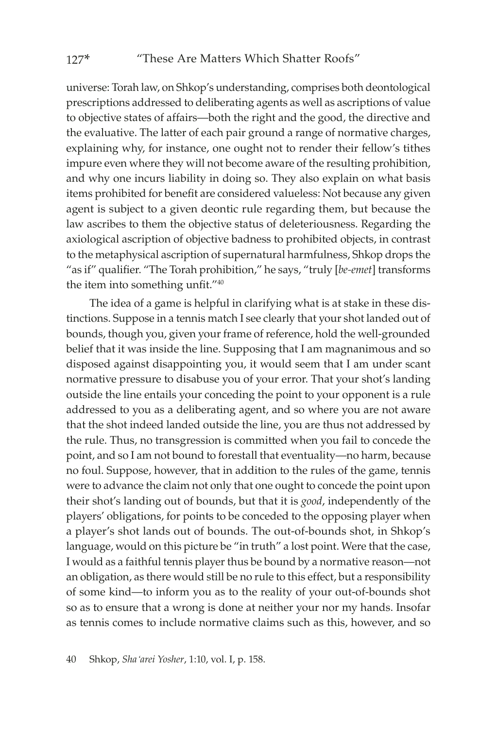universe: Torah law, on Shkop's understanding, comprises both deontological prescriptions addressed to deliberating agents as well as ascriptions of value to objective states of affairs—both the right and the good, the directive and the evaluative. The latter of each pair ground a range of normative charges, explaining why, for instance, one ought not to render their fellow's tithes impure even where they will not become aware of the resulting prohibition, and why one incurs liability in doing so. They also explain on what basis items prohibited for benefit are considered valueless: Not because any given agent is subject to a given deontic rule regarding them, but because the law ascribes to them the objective status of deleteriousness. Regarding the axiological ascription of objective badness to prohibited objects, in contrast to the metaphysical ascription of supernatural harmfulness, Shkop drops the "as if" qualifier. "The Torah prohibition," he says, "truly [*be-emet*] transforms the item into something unfit."[40]

The idea of a game is helpful in clarifying what is at stake in these distinctions. Suppose in a tennis match I see clearly that your shot landed out of bounds, though you, given your frame of reference, hold the well-grounded belief that it was inside the line. Supposing that I am magnanimous and so disposed against disappointing you, it would seem that I am under scant normative pressure to disabuse you of your error. That your shot's landing outside the line entails your conceding the point to your opponent is a rule addressed to you as a deliberating agent, and so where you are not aware that the shot indeed landed outside the line, you are thus not addressed by the rule. Thus, no transgression is committed when you fail to concede the point, and so I am not bound to forestall that eventuality—no harm, because no foul. Suppose, however, that in addition to the rules of the game, tennis were to advance the claim not only that one ought to concede the point upon their shot's landing out of bounds, but that it is *good*, independently of the players' obligations, for points to be conceded to the opposing player when a player's shot lands out of bounds. The out-of-bounds shot, in Shkop's language, would on this picture be "in truth" a lost point. Were that the case, I would as a faithful tennis player thus be bound by a normative reason—not an obligation, as there would still be no rule to this effect, but a responsibility of some kind—to inform you as to the reality of your out-of-bounds shot so as to ensure that a wrong is done at neither your nor my hands. Insofar as tennis comes to include normative claims such as this, however, and so

40 Shkop, *Sha'arei Yosher*, 1:10, vol. I, p. 158.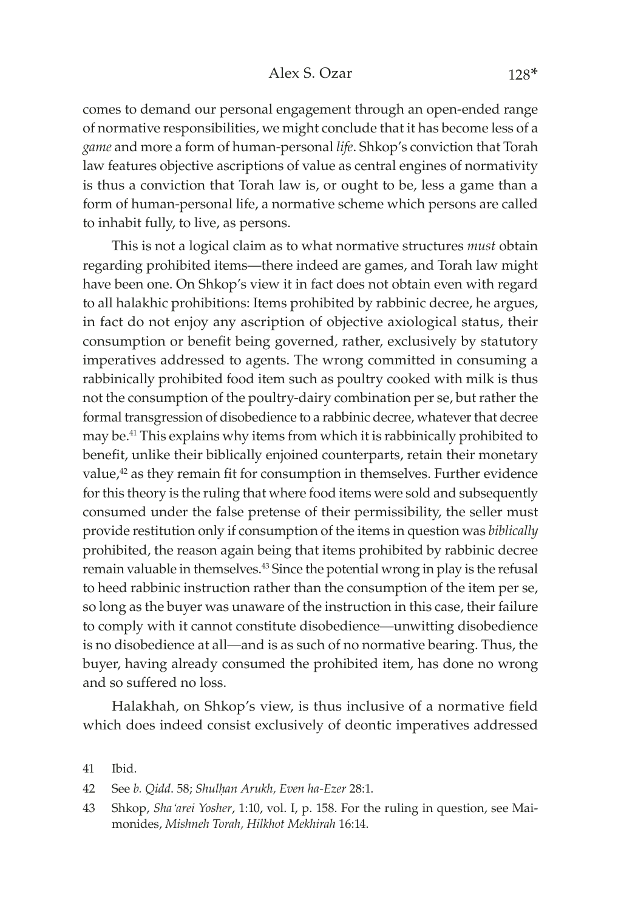comes to demand our personal engagement through an open-ended range of normative responsibilities, we might conclude that it has become less of a *game* and more a form of human-personal *life*. Shkop's conviction that Torah law features objective ascriptions of value as central engines of normativity is thus a conviction that Torah law is, or ought to be, less a game than a form of human-personal life, a normative scheme which persons are called to inhabit fully, to live, as persons.

This is not a logical claim as to what normative structures *must* obtain regarding prohibited items—there indeed are games, and Torah law might have been one. On Shkop's view it in fact does not obtain even with regard to all halakhic prohibitions: Items prohibited by rabbinic decree, he argues, in fact do not enjoy any ascription of objective axiological status, their consumption or benefit being governed, rather, exclusively by statutory imperatives addressed to agents. The wrong committed in consuming a rabbinically prohibited food item such as poultry cooked with milk is thus not the consumption of the poultry-dairy combination per se, but rather the formal transgression of disobedience to a rabbinic decree, whatever that decree may be.[41] This explains why items from which it is rabbinically prohibited to benefit, unlike their biblically enjoined counterparts, retain their monetary value,[42] as they remain fit for consumption in themselves. Further evidence for this theory is the ruling that where food items were sold and subsequently consumed under the false pretense of their permissibility, the seller must provide restitution only if consumption of the items in question was *biblically* prohibited, the reason again being that items prohibited by rabbinic decree remain valuable in themselves.[43] Since the potential wrong in play is the refusal to heed rabbinic instruction rather than the consumption of the item per se, so long as the buyer was unaware of the instruction in this case, their failure to comply with it cannot constitute disobedience—unwitting disobedience is no disobedience at all—and is as such of no normative bearing. Thus, the buyer, having already consumed the prohibited item, has done no wrong and so suffered no loss.

Halakhah, on Shkop's view, is thus inclusive of a normative field which does indeed consist exclusively of deontic imperatives addressed

41 Ibid.

42 See *b. Qidd*. 58; *Shulḥan Arukh, Even ha-Ezer* 28:1.

43 Shkop, *Sha'arei Yosher*, 1:10, vol. I, p. 158. For the ruling in question, see Maimonides, *Mishneh Torah, Hilkhot Mekhirah* 16:14.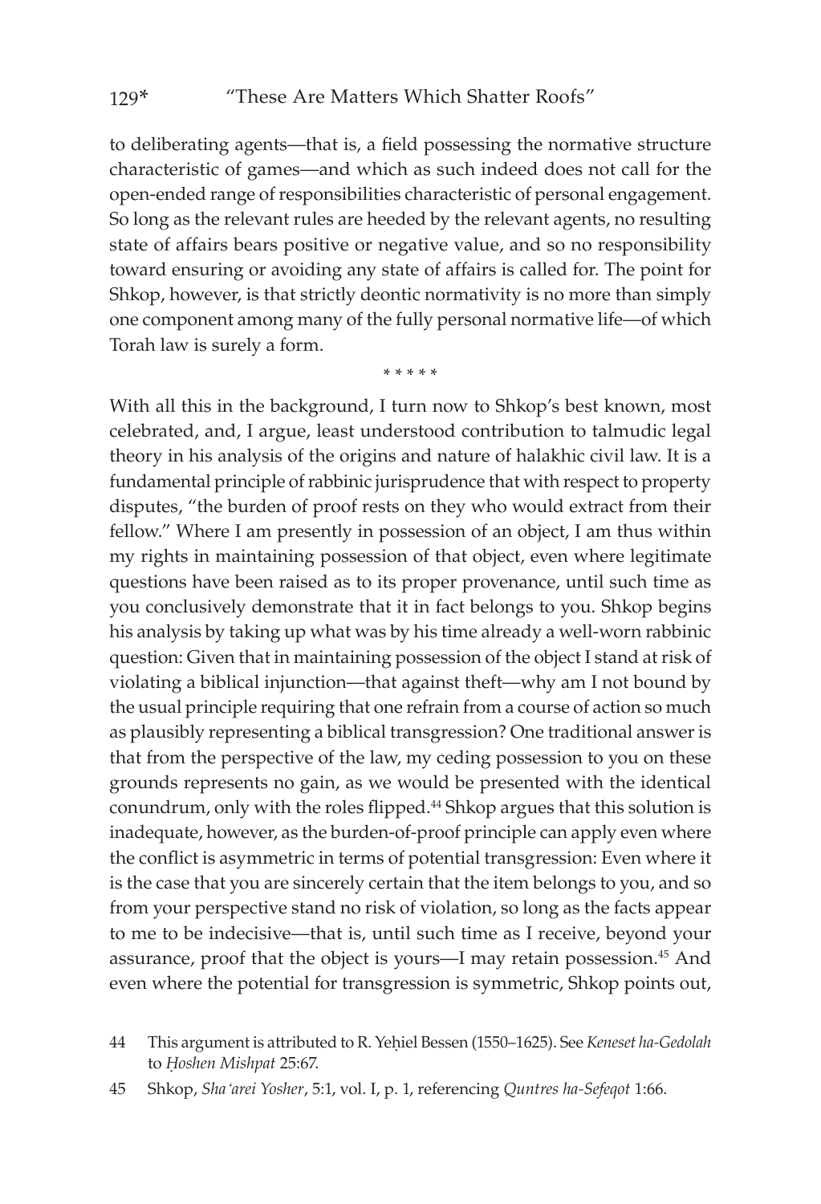to deliberating agents—that is, a field possessing the normative structure characteristic of games—and which as such indeed does not call for the open-ended range of responsibilities characteristic of personal engagement. So long as the relevant rules are heeded by the relevant agents, no resulting state of affairs bears positive or negative value, and so no responsibility toward ensuring or avoiding any state of affairs is called for. The point for Shkop, however, is that strictly deontic normativity is no more than simply one component among many of the fully personal normative life—of which Torah law is surely a form.

\* \* \* \* \*

With all this in the background, I turn now to Shkop's best known, most celebrated, and, I argue, least understood contribution to talmudic legal theory in his analysis of the origins and nature of halakhic civil law. It is a fundamental principle of rabbinic jurisprudence that with respect to property disputes, "the burden of proof rests on they who would extract from their fellow." Where I am presently in possession of an object, I am thus within my rights in maintaining possession of that object, even where legitimate questions have been raised as to its proper provenance, until such time as you conclusively demonstrate that it in fact belongs to you. Shkop begins his analysis by taking up what was by his time already a well-worn rabbinic question: Given that in maintaining possession of the object I stand at risk of violating a biblical injunction—that against theft—why am I not bound by the usual principle requiring that one refrain from a course of action so much as plausibly representing a biblical transgression? One traditional answer is that from the perspective of the law, my ceding possession to you on these grounds represents no gain, as we would be presented with the identical conundrum, only with the roles flipped.[44] Shkop argues that this solution is inadequate, however, as the burden-of-proof principle can apply even where the conflict is asymmetric in terms of potential transgression: Even where it is the case that you are sincerely certain that the item belongs to you, and so from your perspective stand no risk of violation, so long as the facts appear to me to be indecisive—that is, until such time as I receive, beyond your assurance, proof that the object is yours—I may retain possession.[45] And even where the potential for transgression is symmetric, Shkop points out,

44 This argument is attributed to R. Yeḥiel Bessen (1550–1625). See *Keneset ha-Gedolah* to *Ḥoshen Mishpat* 25:67.

45 Shkop, *Sha'arei Yosher*, 5:1, vol. I, p. 1, referencing *Quntres ha-Sefeqot* 1:66.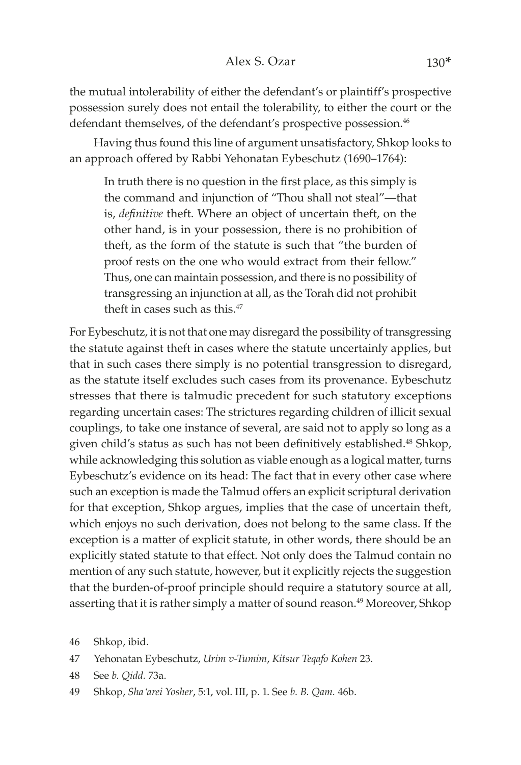the mutual intolerability of either the defendant's or plaintiff's prospective possession surely does not entail the tolerability, to either the court or the defendant themselves, of the defendant's prospective possession.[46]

Having thus found this line of argument unsatisfactory, Shkop looks to an approach offered by Rabbi Yehonatan Eybeschutz (1690–1764):

> In truth there is no question in the first place, as this simply is the command and injunction of "Thou shall not steal"—that is, *definitive* theft. Where an object of uncertain theft, on the other hand, is in your possession, there is no prohibition of theft, as the form of the statute is such that "the burden of proof rests on the one who would extract from their fellow." Thus, one can maintain possession, and there is no possibility of transgressing an injunction at all, as the Torah did not prohibit theft in cases such as this.[47]

For Eybeschutz, it is not that one may disregard the possibility of transgressing the statute against theft in cases where the statute uncertainly applies, but that in such cases there simply is no potential transgression to disregard, as the statute itself excludes such cases from its provenance. Eybeschutz stresses that there is talmudic precedent for such statutory exceptions regarding uncertain cases: The strictures regarding children of illicit sexual couplings, to take one instance of several, are said not to apply so long as a given child's status as such has not been definitively established.[48] Shkop, while acknowledging this solution as viable enough as a logical matter, turns Eybeschutz's evidence on its head: The fact that in every other case where such an exception is made the Talmud offers an explicit scriptural derivation for that exception, Shkop argues, implies that the case of uncertain theft, which enjoys no such derivation, does not belong to the same class. If the exception is a matter of explicit statute, in other words, there should be an explicitly stated statute to that effect. Not only does the Talmud contain no mention of any such statute, however, but it explicitly rejects the suggestion that the burden-of-proof principle should require a statutory source at all, asserting that it is rather simply a matter of sound reason.[49] Moreover, Shkop

46 Shkop, ibid.

47 Yehonatan Eybeschutz, *Urim v-Tumim*, *Kitsur Teqafo Kohen* 23.

48 See *b. Qidd.* 73a.

49 Shkop, *Sha'arei Yosher*, 5:1, vol. III, p. 1. See *b. B. Qam.* 46b.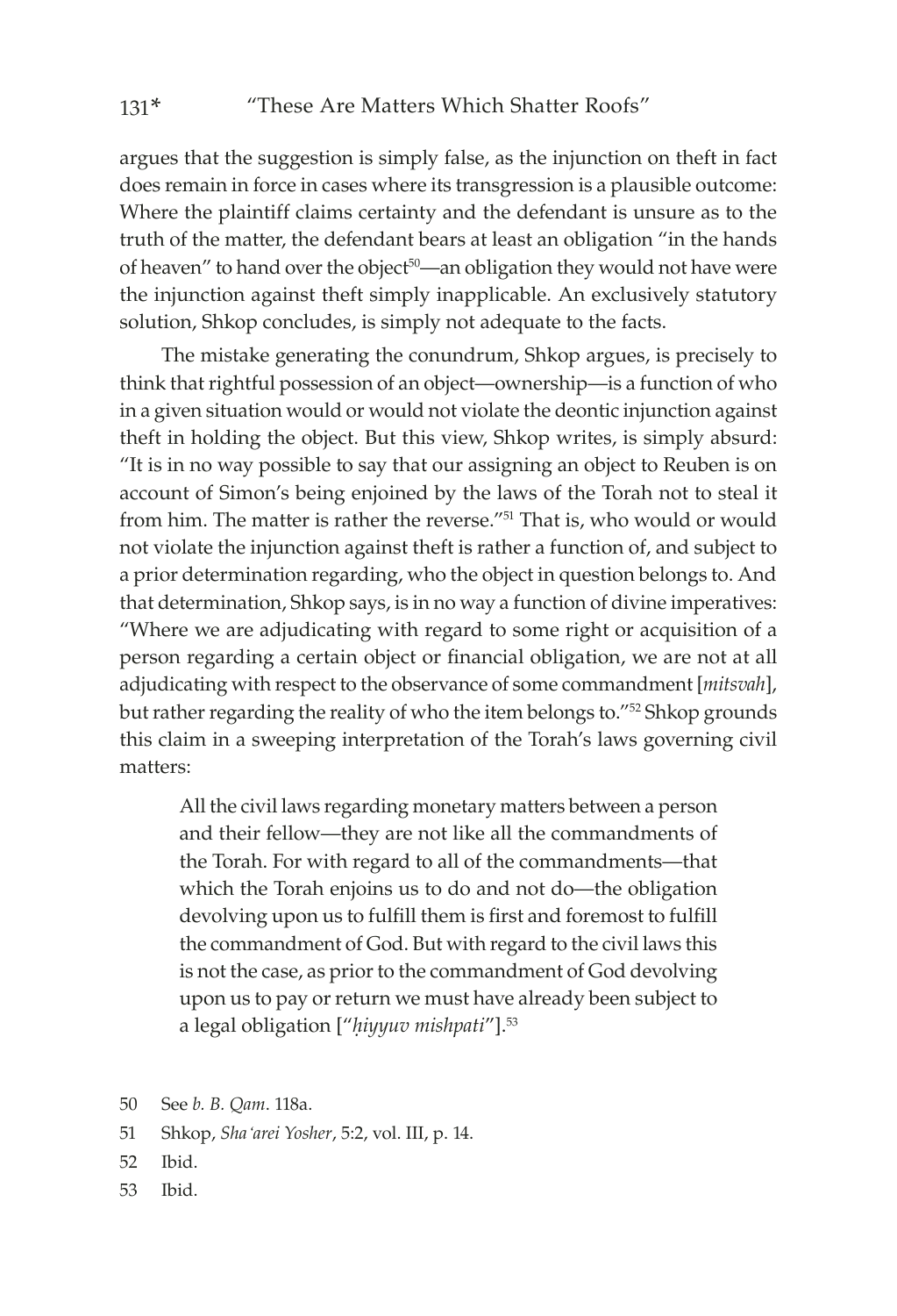argues that the suggestion is simply false, as the injunction on theft in fact does remain in force in cases where its transgression is a plausible outcome: Where the plaintiff claims certainty and the defendant is unsure as to the truth of the matter, the defendant bears at least an obligation "in the hands of heaven" to hand over the object[50]—an obligation they would not have were the injunction against theft simply inapplicable. An exclusively statutory solution, Shkop concludes, is simply not adequate to the facts.

The mistake generating the conundrum, Shkop argues, is precisely to think that rightful possession of an object—ownership—is a function of who in a given situation would or would not violate the deontic injunction against theft in holding the object. But this view, Shkop writes, is simply absurd: "It is in no way possible to say that our assigning an object to Reuben is on account of Simon's being enjoined by the laws of the Torah not to steal it from him. The matter is rather the reverse."[51] That is, who would or would not violate the injunction against theft is rather a function of, and subject to a prior determination regarding, who the object in question belongs to. And that determination, Shkop says, is in no way a function of divine imperatives: "Where we are adjudicating with regard to some right or acquisition of a person regarding a certain object or financial obligation, we are not at all adjudicating with respect to the observance of some commandment [*mitsvah*], but rather regarding the reality of who the item belongs to."[52] Shkop grounds this claim in a sweeping interpretation of the Torah's laws governing civil matters:

> All the civil laws regarding monetary matters between a person and their fellow—they are not like all the commandments of the Torah. For with regard to all of the commandments—that which the Torah enjoins us to do and not do—the obligation devolving upon us to fulfill them is first and foremost to fulfill the commandment of God. But with regard to the civil laws this is not the case, as prior to the commandment of God devolving upon us to pay or return we must have already been subject to a legal obligation ["*ḥiyyuv mishpati*"].[53]

50 See *b. B. Qam*. 118a.

51 Shkop, *Sha'arei Yosher*, 5:2, vol. III, p. 14.

52 Ibid.

53 Ibid.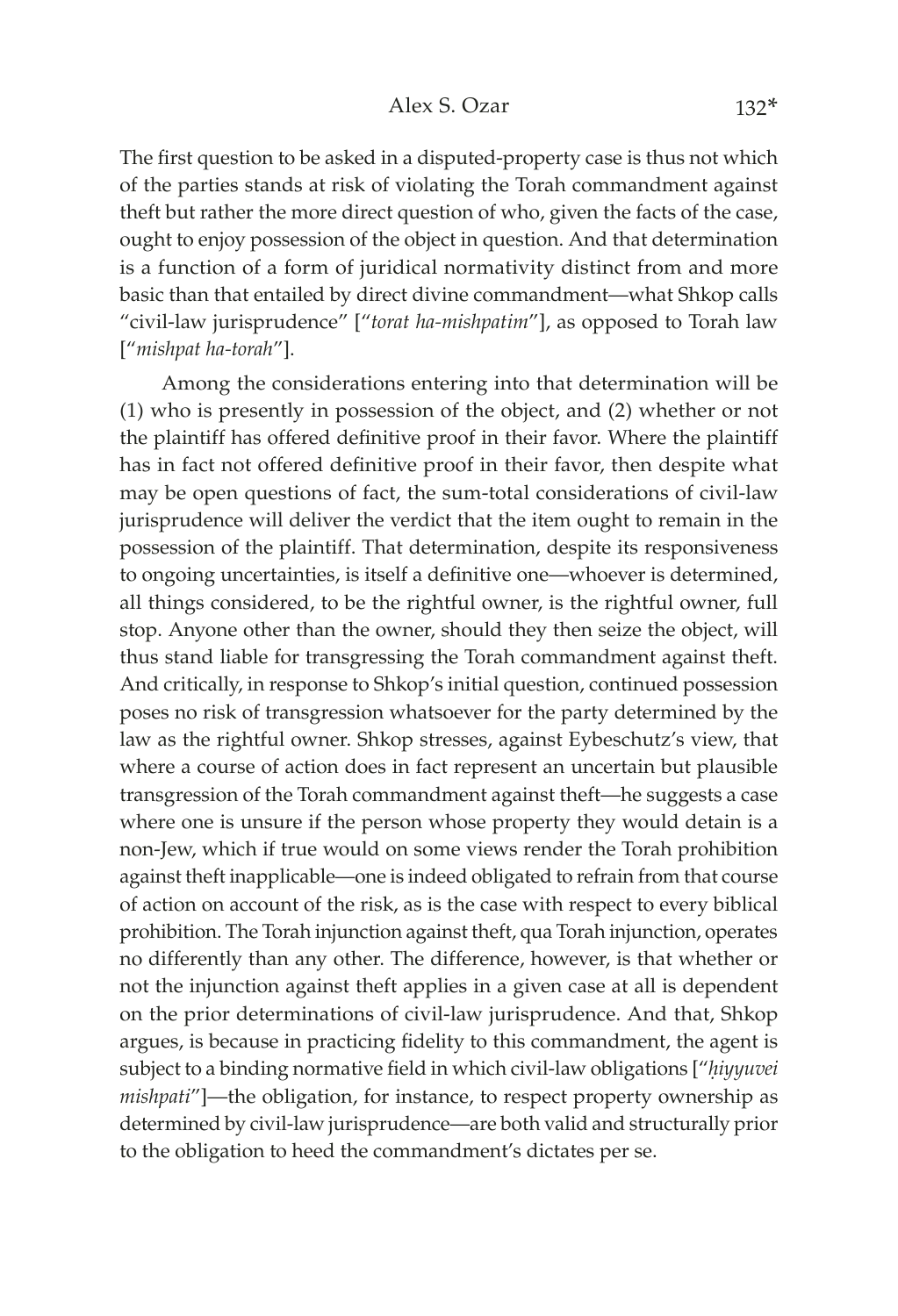The first question to be asked in a disputed-property case is thus not which of the parties stands at risk of violating the Torah commandment against theft but rather the more direct question of who, given the facts of the case, ought to enjoy possession of the object in question. And that determination is a function of a form of juridical normativity distinct from and more basic than that entailed by direct divine commandment—what Shkop calls "civil-law jurisprudence" ["*torat ha-mishpatim*"], as opposed to Torah law ["*mishpat ha-torah*"].

Among the considerations entering into that determination will be (1) who is presently in possession of the object, and (2) whether or not the plaintiff has offered definitive proof in their favor. Where the plaintiff has in fact not offered definitive proof in their favor, then despite what may be open questions of fact, the sum-total considerations of civil-law jurisprudence will deliver the verdict that the item ought to remain in the possession of the plaintiff. That determination, despite its responsiveness to ongoing uncertainties, is itself a definitive one—whoever is determined, all things considered, to be the rightful owner, is the rightful owner, full stop. Anyone other than the owner, should they then seize the object, will thus stand liable for transgressing the Torah commandment against theft. And critically, in response to Shkop's initial question, continued possession poses no risk of transgression whatsoever for the party determined by the law as the rightful owner. Shkop stresses, against Eybeschutz's view, that where a course of action does in fact represent an uncertain but plausible transgression of the Torah commandment against theft—he suggests a case where one is unsure if the person whose property they would detain is a non-Jew, which if true would on some views render the Torah prohibition against theft inapplicable—one is indeed obligated to refrain from that course of action on account of the risk, as is the case with respect to every biblical prohibition. The Torah injunction against theft, qua Torah injunction, operates no differently than any other. The difference, however, is that whether or not the injunction against theft applies in a given case at all is dependent on the prior determinations of civil-law jurisprudence. And that, Shkop argues, is because in practicing fidelity to this commandment, the agent is subject to a binding normative field in which civil-law obligations ["*ḥiyyuvei mishpati*"]—the obligation, for instance, to respect property ownership as determined by civil-law jurisprudence—are both valid and structurally prior to the obligation to heed the commandment's dictates per se.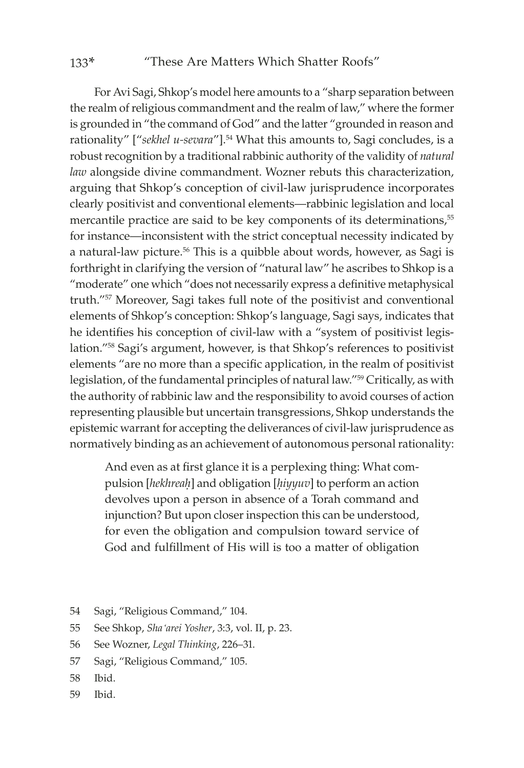For Avi Sagi, Shkop's model here amounts to a "sharp separation between the realm of religious commandment and the realm of law," where the former is grounded in "the command of God" and the latter "grounded in reason and rationality" ["*sekhel u-sevara*"].[54] What this amounts to, Sagi concludes, is a robust recognition by a traditional rabbinic authority of the validity of *natural law* alongside divine commandment. Wozner rebuts this characterization, arguing that Shkop's conception of civil-law jurisprudence incorporates clearly positivist and conventional elements—rabbinic legislation and local mercantile practice are said to be key components of its determinations,[55] for instance—inconsistent with the strict conceptual necessity indicated by a natural-law picture.[56] This is a quibble about words, however, as Sagi is forthright in clarifying the version of "natural law" he ascribes to Shkop is a "moderate" one which "does not necessarily express a definitive metaphysical truth."[57] Moreover, Sagi takes full note of the positivist and conventional elements of Shkop's conception: Shkop's language, Sagi says, indicates that he identifies his conception of civil-law with a "system of positivist legislation."[58] Sagi's argument, however, is that Shkop's references to positivist elements "are no more than a specific application, in the realm of positivist legislation, of the fundamental principles of natural law."[59] Critically, as with the authority of rabbinic law and the responsibility to avoid courses of action representing plausible but uncertain transgressions, Shkop understands the epistemic warrant for accepting the deliverances of civil-law jurisprudence as normatively binding as an achievement of autonomous personal rationality:

> And even as at first glance it is a perplexing thing: What compulsion [*hekhreaḥ*] and obligation [*ḥiyyuv*] to perform an action devolves upon a person in absence of a Torah command and injunction? But upon closer inspection this can be understood, for even the obligation and compulsion toward service of God and fulfillment of His will is too a matter of obligation

54 Sagi, "Religious Command," 104.

55 See Shkop, *Sha'arei Yosher*, 3:3, vol. II, p. 23.

56 See Wozner, *Legal Thinking*, 226–31.

57 Sagi, "Religious Command," 105.

58 Ibid.

59 Ibid.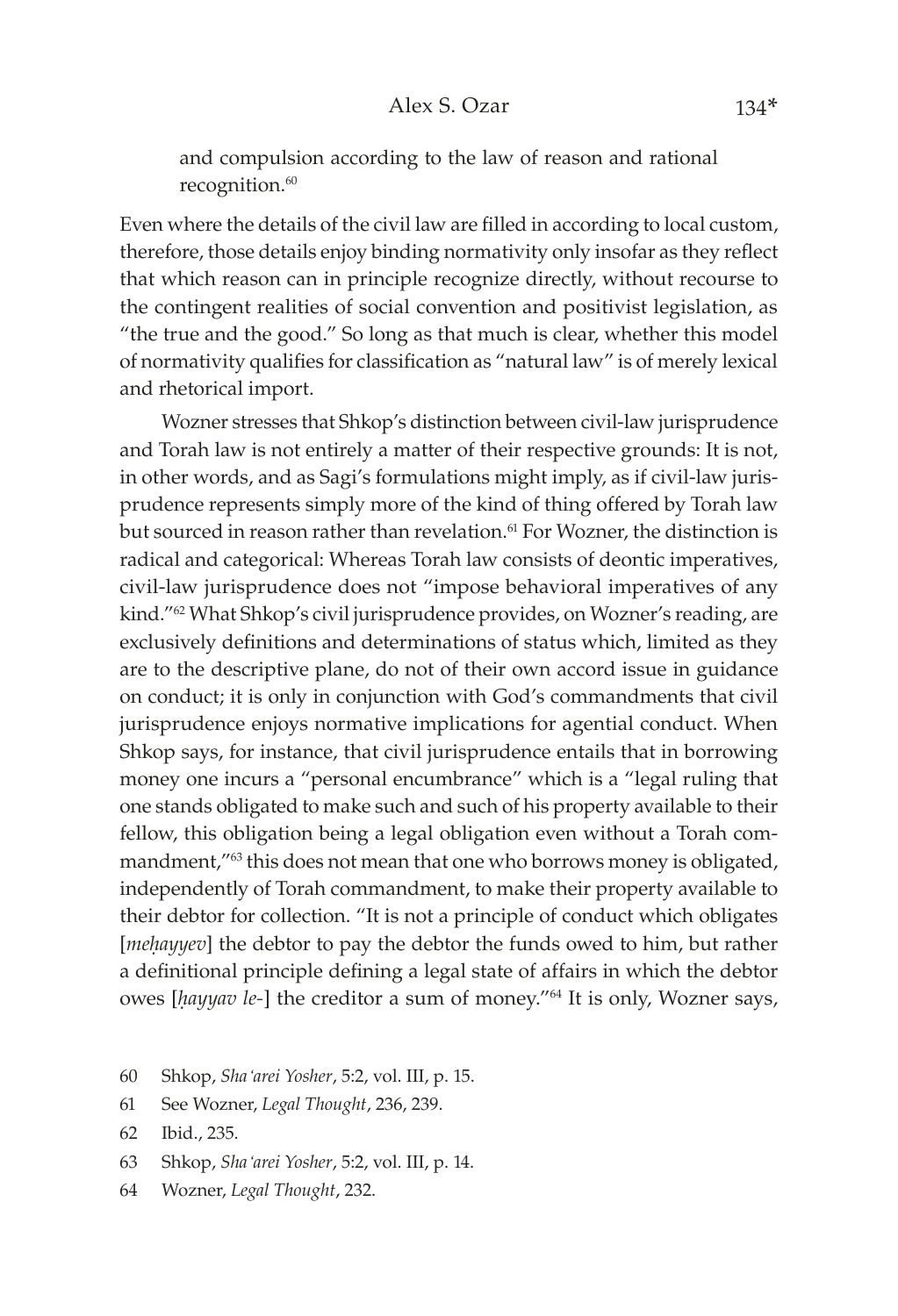and compulsion according to the law of reason and rational recognition.[60]

Even where the details of the civil law are filled in according to local custom, therefore, those details enjoy binding normativity only insofar as they reflect that which reason can in principle recognize directly, without recourse to the contingent realities of social convention and positivist legislation, as "the true and the good." So long as that much is clear, whether this model of normativity qualifies for classification as "natural law" is of merely lexical and rhetorical import.

Wozner stresses that Shkop's distinction between civil-law jurisprudence and Torah law is not entirely a matter of their respective grounds: It is not, in other words, and as Sagi's formulations might imply, as if civil-law jurisprudence represents simply more of the kind of thing offered by Torah law but sourced in reason rather than revelation.[61] For Wozner, the distinction is radical and categorical: Whereas Torah law consists of deontic imperatives, civil-law jurisprudence does not "impose behavioral imperatives of any kind."[62] What Shkop's civil jurisprudence provides, on Wozner's reading, are exclusively definitions and determinations of status which, limited as they are to the descriptive plane, do not of their own accord issue in guidance on conduct; it is only in conjunction with God's commandments that civil jurisprudence enjoys normative implications for agential conduct. When Shkop says, for instance, that civil jurisprudence entails that in borrowing money one incurs a "personal encumbrance" which is a "legal ruling that one stands obligated to make such and such of his property available to their fellow, this obligation being a legal obligation even without a Torah commandment,"[63] this does not mean that one who borrows money is obligated, independently of Torah commandment, to make their property available to their debtor for collection. "It is not a principle of conduct which obligates [*meḥayyev*] the debtor to pay the debtor the funds owed to him, but rather a definitional principle defining a legal state of affairs in which the debtor owes [*ḥayyav le-*] the creditor a sum of money."[64] It is only, Wozner says,

60 Shkop, *Sha'arei Yosher*, 5:2, vol. III, p. 15.

61 See Wozner, *Legal Thought*, 236, 239.

62 Ibid., 235.

63 Shkop, *Sha'arei Yosher*, 5:2, vol. III, p. 14.

64 Wozner, *Legal Thought*, 232.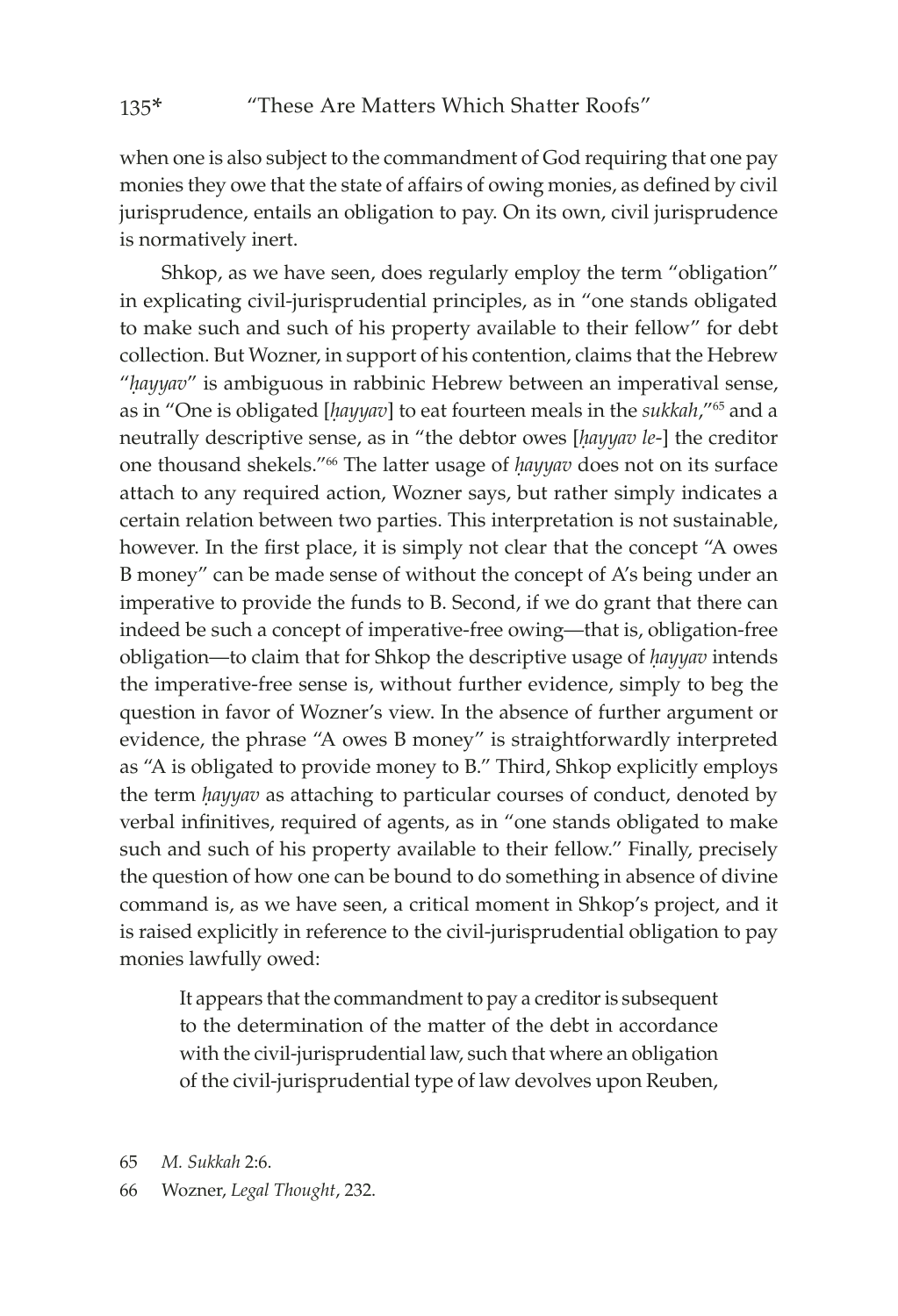when one is also subject to the commandment of God requiring that one pay monies they owe that the state of affairs of owing monies, as defined by civil jurisprudence, entails an obligation to pay. On its own, civil jurisprudence is normatively inert.

Shkop, as we have seen, does regularly employ the term "obligation" in explicating civil-jurisprudential principles, as in "one stands obligated to make such and such of his property available to their fellow" for debt collection. But Wozner, in support of his contention, claims that the Hebrew "*ḥayyav*" is ambiguous in rabbinic Hebrew between an imperatival sense, as in "One is obligated [*ḥayyav*] to eat fourteen meals in the *sukkah*,"[65] and a neutrally descriptive sense, as in "the debtor owes [*ḥayyav le-*] the creditor one thousand shekels."[66] The latter usage of *ḥayyav* does not on its surface attach to any required action, Wozner says, but rather simply indicates a certain relation between two parties. This interpretation is not sustainable, however. In the first place, it is simply not clear that the concept "A owes B money" can be made sense of without the concept of A's being under an imperative to provide the funds to B. Second, if we do grant that there can indeed be such a concept of imperative-free owing—that is, obligation-free obligation—to claim that for Shkop the descriptive usage of *ḥayyav* intends the imperative-free sense is, without further evidence, simply to beg the question in favor of Wozner's view. In the absence of further argument or evidence, the phrase "A owes B money" is straightforwardly interpreted as "A is obligated to provide money to B." Third, Shkop explicitly employs the term *ḥayyav* as attaching to particular courses of conduct, denoted by verbal infinitives, required of agents, as in "one stands obligated to make such and such of his property available to their fellow." Finally, precisely the question of how one can be bound to do something in absence of divine command is, as we have seen, a critical moment in Shkop's project, and it is raised explicitly in reference to the civil-jurisprudential obligation to pay monies lawfully owed:

> It appears that the commandment to pay a creditor is subsequent to the determination of the matter of the debt in accordance with the civil-jurisprudential law, such that where an obligation of the civil-jurisprudential type of law devolves upon Reuben,

65 *M. Sukkah* 2:6.

66 Wozner, *Legal Thought*, 232.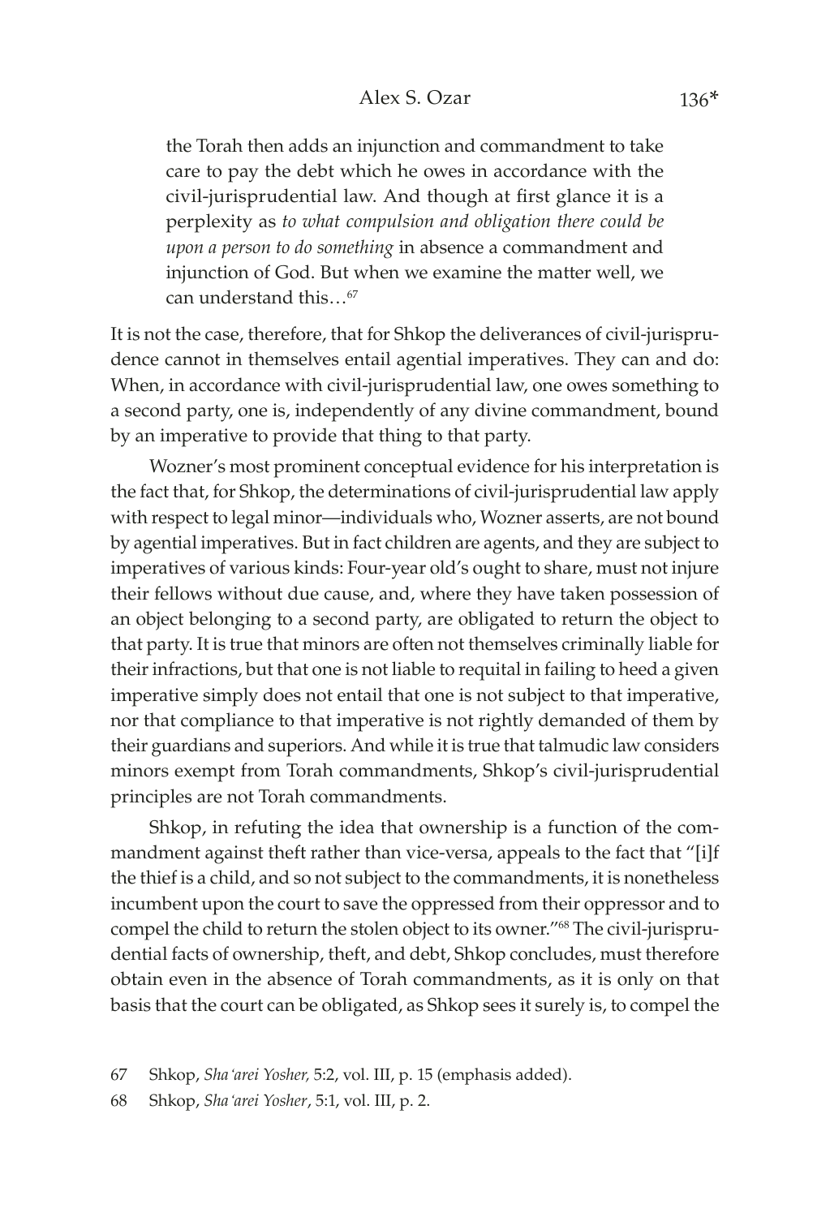> the Torah then adds an injunction and commandment to take care to pay the debt which he owes in accordance with the civil-jurisprudential law. And though at first glance it is a perplexity as *to what compulsion and obligation there could be upon a person to do something* in absence a commandment and injunction of God. But when we examine the matter well, we can understand this…[67]

It is not the case, therefore, that for Shkop the deliverances of civil-jurisprudence cannot in themselves entail agential imperatives. They can and do: When, in accordance with civil-jurisprudential law, one owes something to a second party, one is, independently of any divine commandment, bound by an imperative to provide that thing to that party.

Wozner's most prominent conceptual evidence for his interpretation is the fact that, for Shkop, the determinations of civil-jurisprudential law apply with respect to legal minor—individuals who, Wozner asserts, are not bound by agential imperatives. But in fact children are agents, and they are subject to imperatives of various kinds: Four-year old's ought to share, must not injure their fellows without due cause, and, where they have taken possession of an object belonging to a second party, are obligated to return the object to that party. It is true that minors are often not themselves criminally liable for their infractions, but that one is not liable to requital in failing to heed a given imperative simply does not entail that one is not subject to that imperative, nor that compliance to that imperative is not rightly demanded of them by their guardians and superiors. And while it is true that talmudic law considers minors exempt from Torah commandments, Shkop's civil-jurisprudential principles are not Torah commandments.

Shkop, in refuting the idea that ownership is a function of the commandment against theft rather than vice-versa, appeals to the fact that "[i]f the thief is a child, and so not subject to the commandments, it is nonetheless incumbent upon the court to save the oppressed from their oppressor and to compel the child to return the stolen object to its owner."[68] The civil-jurisprudential facts of ownership, theft, and debt, Shkop concludes, must therefore obtain even in the absence of Torah commandments, as it is only on that basis that the court can be obligated, as Shkop sees it surely is, to compel the

67 Shkop, *Sha'arei Yosher,* 5:2, vol. III, p. 15 (emphasis added).

68 Shkop, *Sha'arei Yosher*, 5:1, vol. III, p. 2.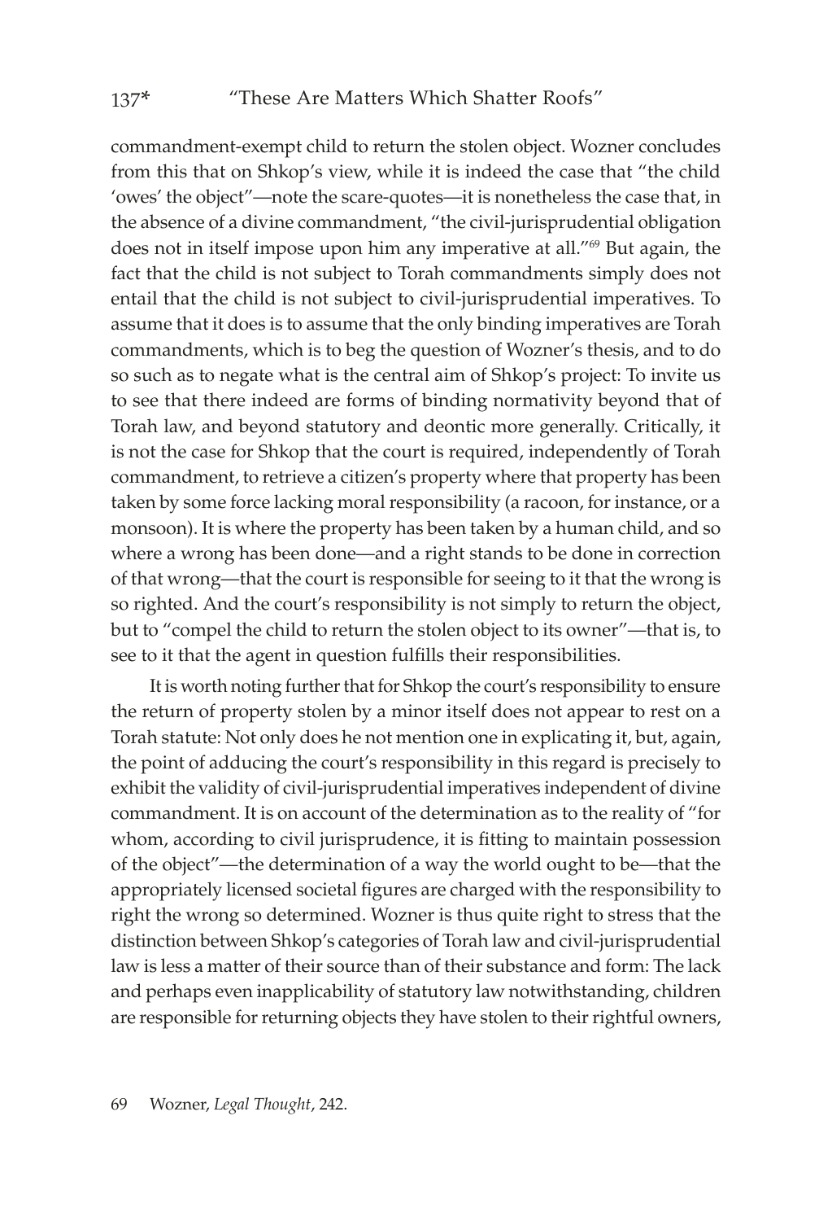commandment-exempt child to return the stolen object. Wozner concludes from this that on Shkop's view, while it is indeed the case that "the child 'owes' the object"—note the scare-quotes—it is nonetheless the case that, in the absence of a divine commandment, "the civil-jurisprudential obligation does not in itself impose upon him any imperative at all."[69] But again, the fact that the child is not subject to Torah commandments simply does not entail that the child is not subject to civil-jurisprudential imperatives. To assume that it does is to assume that the only binding imperatives are Torah commandments, which is to beg the question of Wozner's thesis, and to do so such as to negate what is the central aim of Shkop's project: To invite us to see that there indeed are forms of binding normativity beyond that of Torah law, and beyond statutory and deontic more generally. Critically, it is not the case for Shkop that the court is required, independently of Torah commandment, to retrieve a citizen's property where that property has been taken by some force lacking moral responsibility (a racoon, for instance, or a monsoon). It is where the property has been taken by a human child, and so where a wrong has been done—and a right stands to be done in correction of that wrong—that the court is responsible for seeing to it that the wrong is so righted. And the court's responsibility is not simply to return the object, but to "compel the child to return the stolen object to its owner"—that is, to see to it that the agent in question fulfills their responsibilities.

It is worth noting further that for Shkop the court's responsibility to ensure the return of property stolen by a minor itself does not appear to rest on a Torah statute: Not only does he not mention one in explicating it, but, again, the point of adducing the court's responsibility in this regard is precisely to exhibit the validity of civil-jurisprudential imperatives independent of divine commandment. It is on account of the determination as to the reality of "for whom, according to civil jurisprudence, it is fitting to maintain possession of the object"—the determination of a way the world ought to be—that the appropriately licensed societal figures are charged with the responsibility to right the wrong so determined. Wozner is thus quite right to stress that the distinction between Shkop's categories of Torah law and civil-jurisprudential law is less a matter of their source than of their substance and form: The lack and perhaps even inapplicability of statutory law notwithstanding, children are responsible for returning objects they have stolen to their rightful owners,

69 Wozner, *Legal Thought*, 242.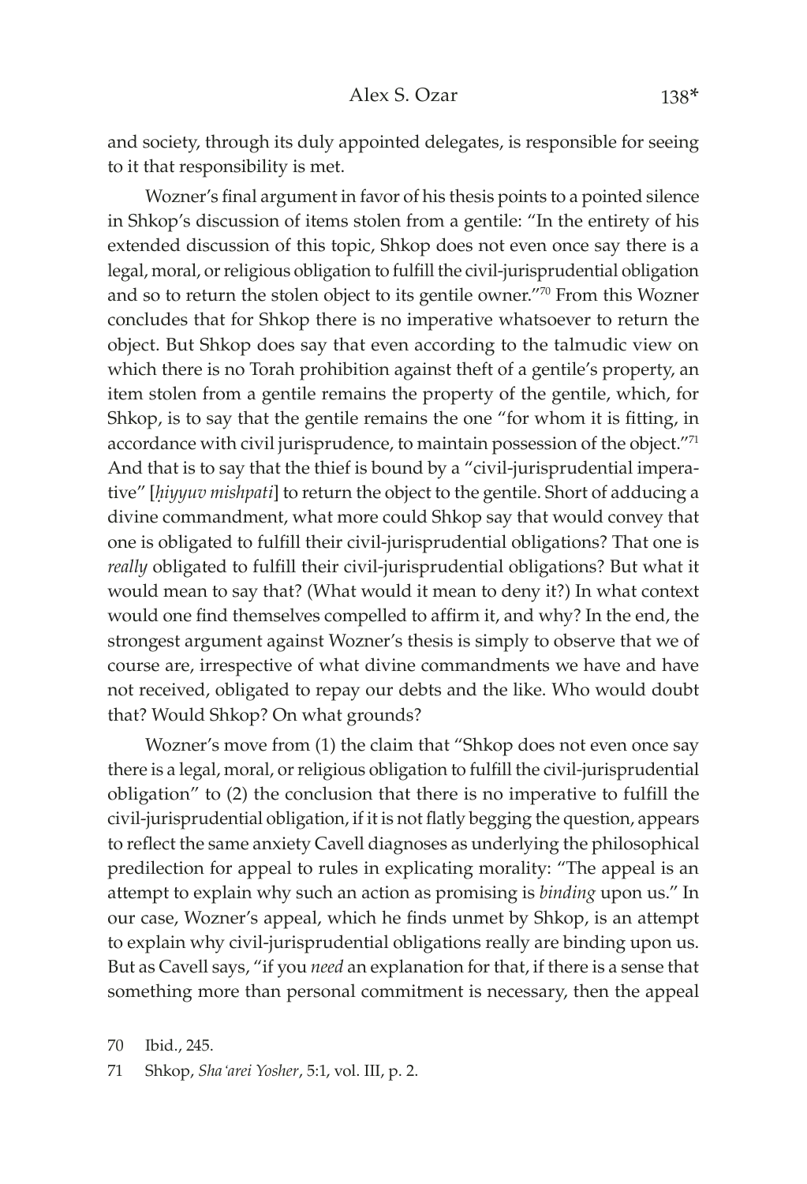and society, through its duly appointed delegates, is responsible for seeing to it that responsibility is met.

Wozner's final argument in favor of his thesis points to a pointed silence in Shkop's discussion of items stolen from a gentile: "In the entirety of his extended discussion of this topic, Shkop does not even once say there is a legal, moral, or religious obligation to fulfill the civil-jurisprudential obligation and so to return the stolen object to its gentile owner."[70] From this Wozner concludes that for Shkop there is no imperative whatsoever to return the object. But Shkop does say that even according to the talmudic view on which there is no Torah prohibition against theft of a gentile's property, an item stolen from a gentile remains the property of the gentile, which, for Shkop, is to say that the gentile remains the one "for whom it is fitting, in accordance with civil jurisprudence, to maintain possession of the object."[71] And that is to say that the thief is bound by a "civil-jurisprudential imperative" [*ḥiyyuv mishpati*] to return the object to the gentile. Short of adducing a divine commandment, what more could Shkop say that would convey that one is obligated to fulfill their civil-jurisprudential obligations? That one is *really* obligated to fulfill their civil-jurisprudential obligations? But what it would mean to say that? (What would it mean to deny it?) In what context would one find themselves compelled to affirm it, and why? In the end, the strongest argument against Wozner's thesis is simply to observe that we of course are, irrespective of what divine commandments we have and have not received, obligated to repay our debts and the like. Who would doubt that? Would Shkop? On what grounds?

Wozner's move from (1) the claim that "Shkop does not even once say there is a legal, moral, or religious obligation to fulfill the civil-jurisprudential obligation" to (2) the conclusion that there is no imperative to fulfill the civil-jurisprudential obligation, if it is not flatly begging the question, appears to reflect the same anxiety Cavell diagnoses as underlying the philosophical predilection for appeal to rules in explicating morality: "The appeal is an attempt to explain why such an action as promising is *binding* upon us." In our case, Wozner's appeal, which he finds unmet by Shkop, is an attempt to explain why civil-jurisprudential obligations really are binding upon us. But as Cavell says, "if you *need* an explanation for that, if there is a sense that something more than personal commitment is necessary, then the appeal

70 Ibid., 245.

71 Shkop, *Sha'arei Yosher*, 5:1, vol. III, p. 2.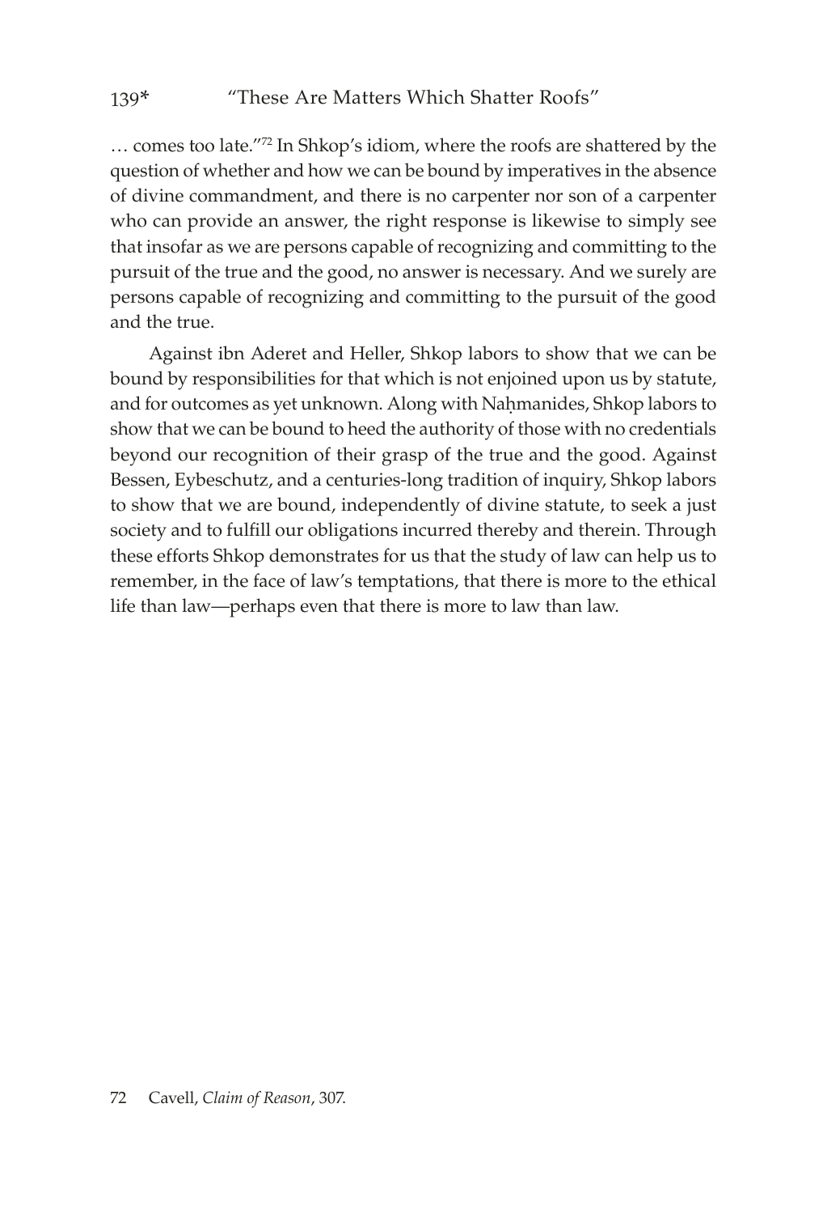… comes too late."[72] In Shkop's idiom, where the roofs are shattered by the question of whether and how we can be bound by imperatives in the absence of divine commandment, and there is no carpenter nor son of a carpenter who can provide an answer, the right response is likewise to simply see that insofar as we are persons capable of recognizing and committing to the pursuit of the true and the good, no answer is necessary. And we surely are persons capable of recognizing and committing to the pursuit of the good and the true.

Against ibn Aderet and Heller, Shkop labors to show that we can be bound by responsibilities for that which is not enjoined upon us by statute, and for outcomes as yet unknown. Along with Naḥmanides, Shkop labors to show that we can be bound to heed the authority of those with no credentials beyond our recognition of their grasp of the true and the good. Against Bessen, Eybeschutz, and a centuries-long tradition of inquiry, Shkop labors to show that we are bound, independently of divine statute, to seek a just society and to fulfill our obligations incurred thereby and therein. Through these efforts Shkop demonstrates for us that the study of law can help us to remember, in the face of law's temptations, that there is more to the ethical life than law—perhaps even that there is more to law than law.

72 Cavell, *Claim of Reason*, 307.